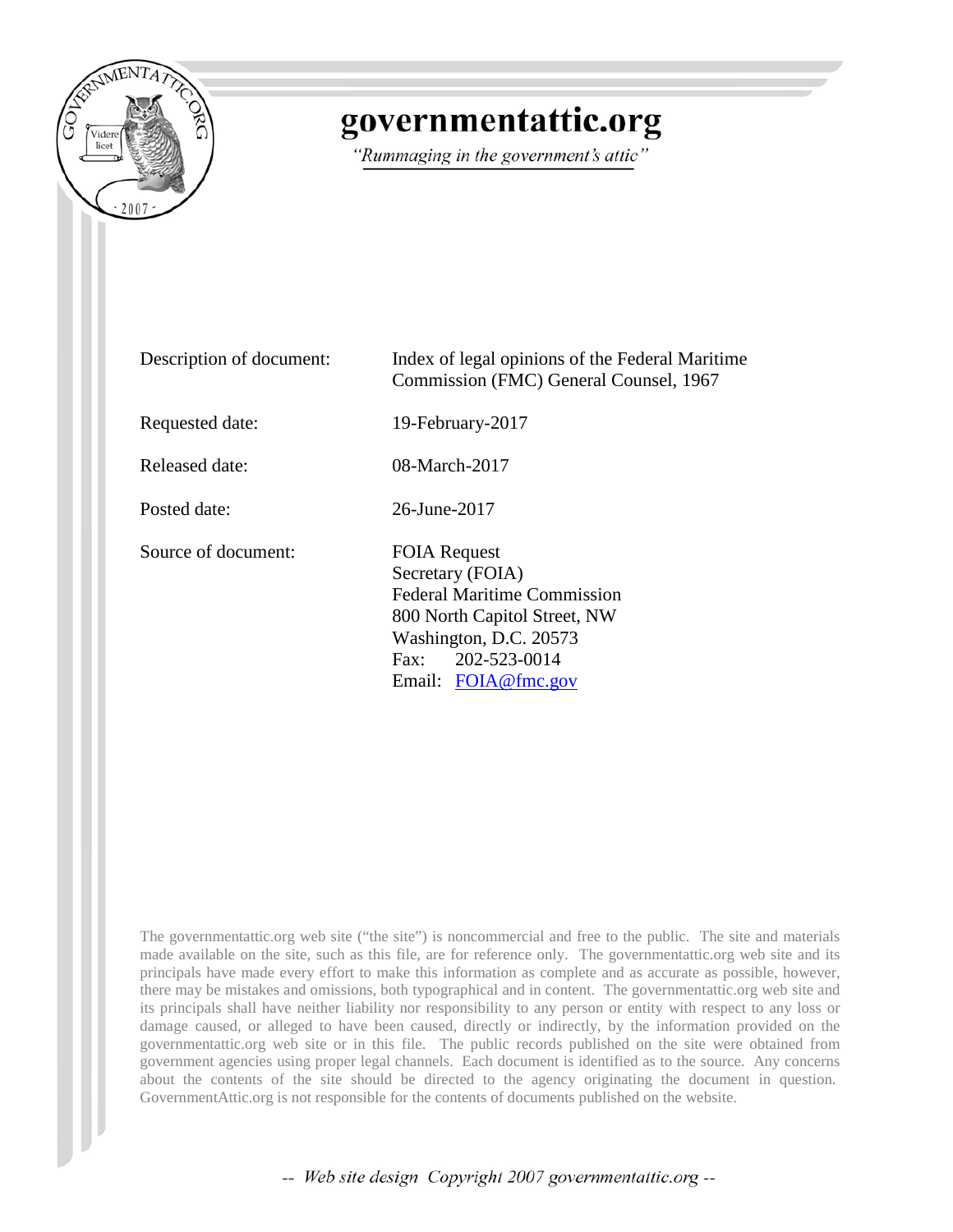# governmentattic.org

*"Rummaging in the government's attic"*

| | |
|---|---|
| Description of document: | Index of legal opinions of the Federal Maritime Commission (FMC) General Counsel, 1967 |
| Requested date: | 19-February-2017 |
| Released date: | 08-March-2017 |
| Posted date: | 26-June-2017 |
| Source of document: | FOIA Request<br>Secretary (FOIA)<br>Federal Maritime Commission<br>800 North Capitol Street, NW<br>Washington, D.C. 20573<br>Fax: 202-523-0014<br>Email: FOIA@fmc.gov |

The governmentattic.org web site ("the site") is noncommercial and free to the public. The site and materials made available on the site, such as this file, are for reference only. The governmentattic.org web site and its principals have made every effort to make this information as complete and as accurate as possible, however, there may be mistakes and omissions, both typographical and in content. The governmentattic.org web site and its principals shall have neither liability nor responsibility to any person or entity with respect to any loss or damage caused, or alleged to have been caused, directly or indirectly, by the information provided on the governmentattic.org web site or in this file. The public records published on the site were obtained from government agencies using proper legal channels. Each document is identified as to the source. Any concerns about the contents of the site should be directed to the agency originating the document in question. GovernmentAttic.org is not responsible for the contents of documents published on the website.

-- Web site design Copyright 2007 governmentattic.org --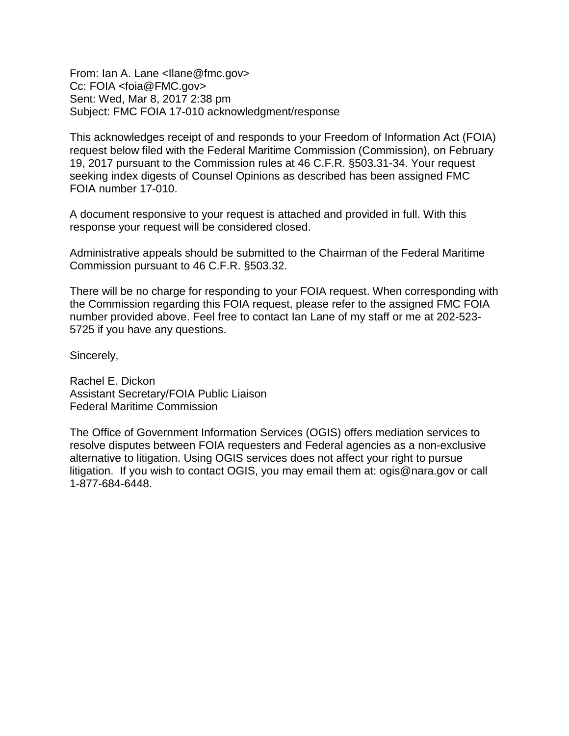From: Ian A. Lane <Ilane@fmc.gov>
Cc: FOIA <foia@FMC.gov>
Sent: Wed, Mar 8, 2017 2:38 pm
Subject: FMC FOIA 17-010 acknowledgment/response

This acknowledges receipt of and responds to your Freedom of Information Act (FOIA) request below filed with the Federal Maritime Commission (Commission), on February 19, 2017 pursuant to the Commission rules at 46 C.F.R. §503.31-34. Your request seeking index digests of Counsel Opinions as described has been assigned FMC FOIA number 17-010.

A document responsive to your request is attached and provided in full. With this response your request will be considered closed.

Administrative appeals should be submitted to the Chairman of the Federal Maritime Commission pursuant to 46 C.F.R. §503.32.

There will be no charge for responding to your FOIA request. When corresponding with the Commission regarding this FOIA request, please refer to the assigned FMC FOIA number provided above. Feel free to contact Ian Lane of my staff or me at 202-523-5725 if you have any questions.

Sincerely,

Rachel E. Dickon
Assistant Secretary/FOIA Public Liaison
Federal Maritime Commission

The Office of Government Information Services (OGIS) offers mediation services to resolve disputes between FOIA requesters and Federal agencies as a non-exclusive alternative to litigation. Using OGIS services does not affect your right to pursue litigation. If you wish to contact OGIS, you may email them at: ogis@nara.gov or call 1-877-684-6448.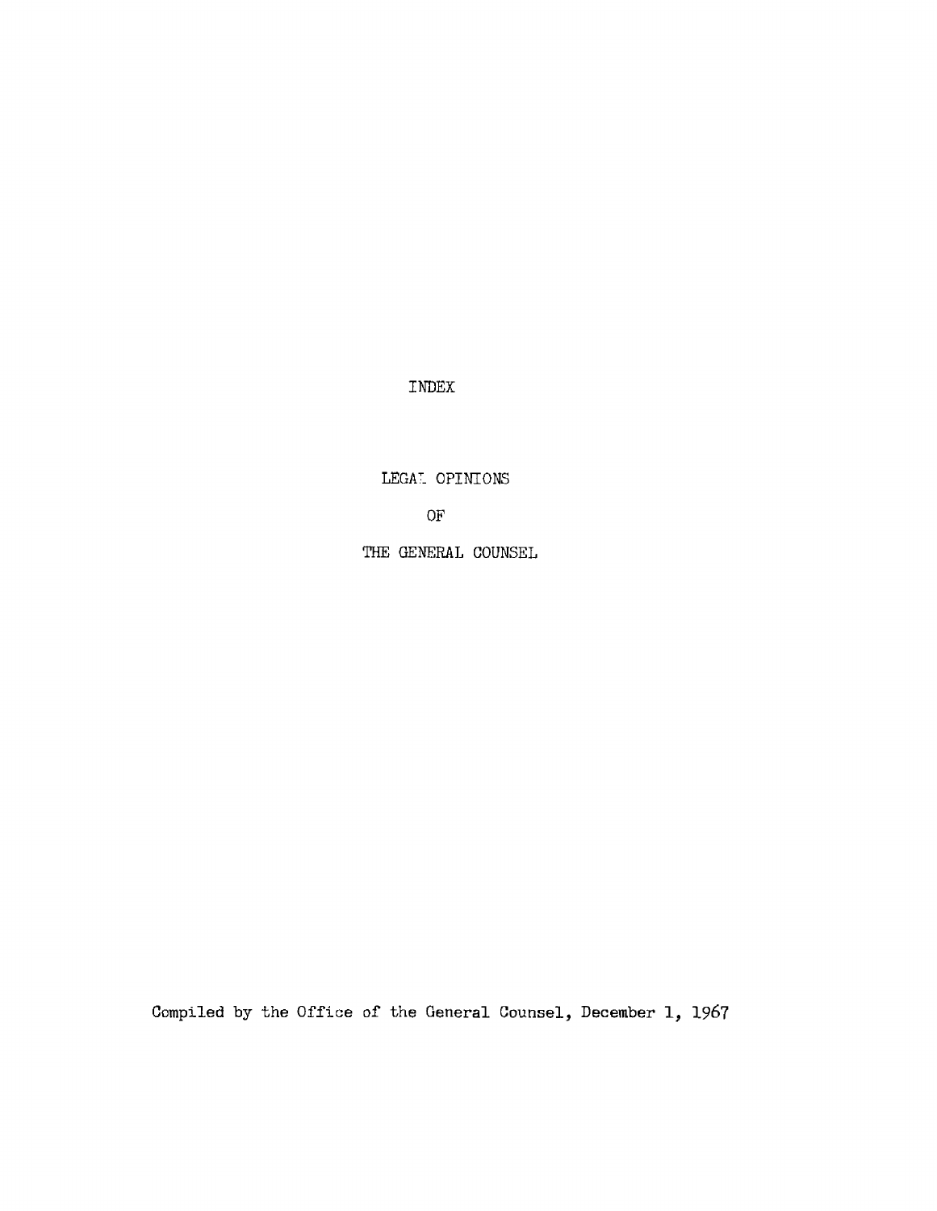# INDEX

## LEGAL OPINIONS

## OF

## THE GENERAL COUNSEL

Compiled by the Office of the General Counsel, December 1, 1967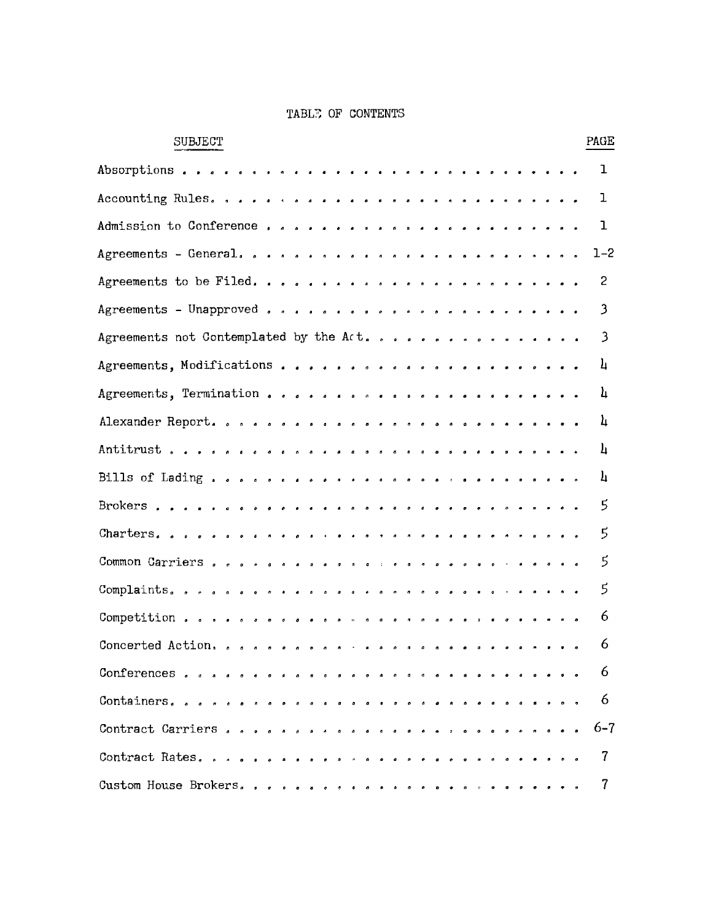# TABLE OF CONTENTS

| SUBJECT | PAGE |
| --- | --- |
| Absorptions | 1 |
| Accounting Rules | 1 |
| Admission to Conference | 1 |
| Agreements - General | 1-2 |
| Agreements to be Filed | 2 |
| Agreements - Unapproved | 3 |
| Agreements not Contemplated by the Act | 3 |
| Agreements, Modifications | 4 |
| Agreements, Termination | 4 |
| Alexander Report | 4 |
| Antitrust | 4 |
| Bills of Lading | 4 |
| Brokers | 5 |
| Charters | 5 |
| Common Carriers | 5 |
| Complaints | 5 |
| Competition | 6 |
| Concerted Action | 6 |
| Conferences | 6 |
| Containers | 6 |
| Contract Carriers | 6-7 |
| Contract Rates | 7 |
| Custom House Brokers | 7 |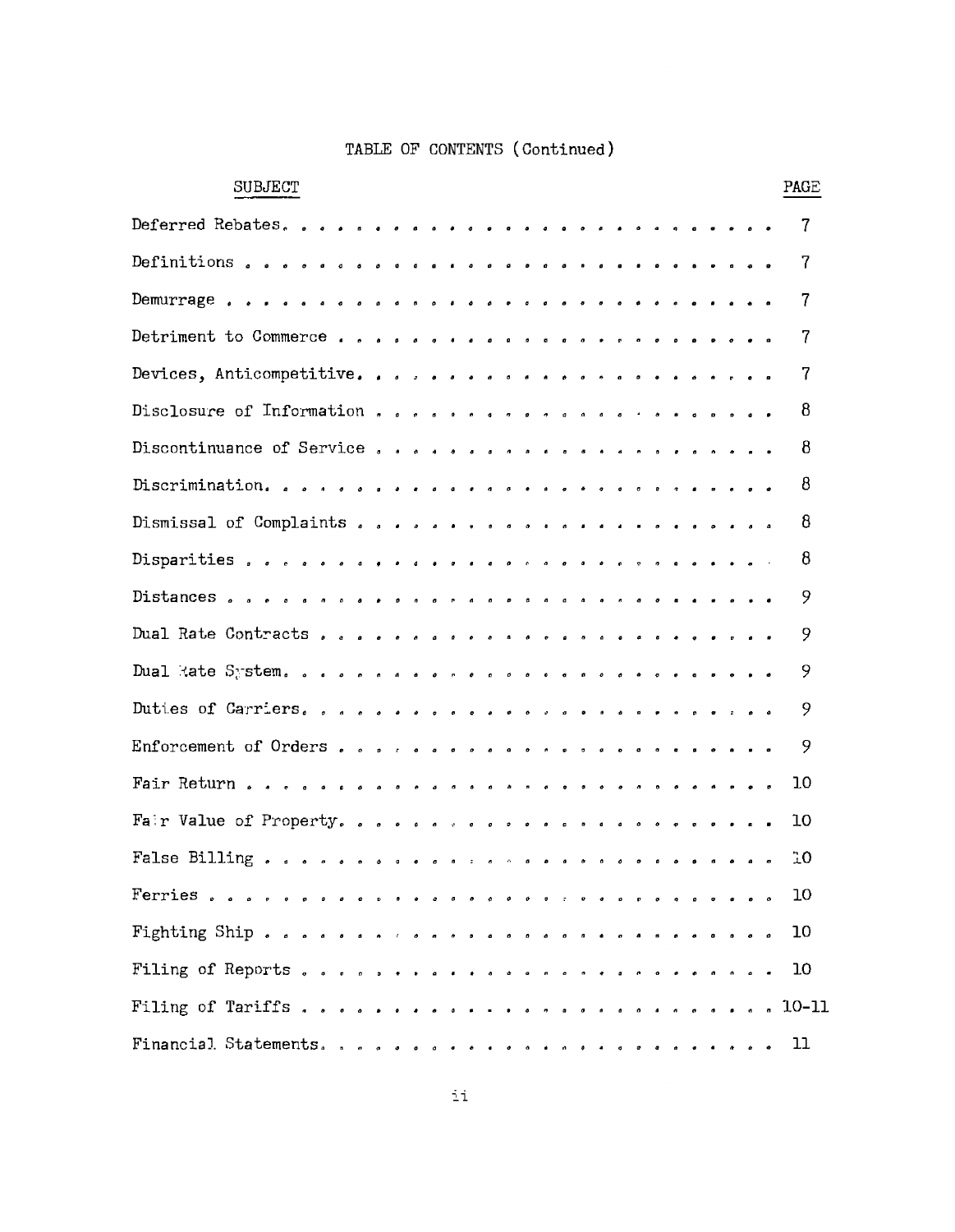# TABLE OF CONTENTS (Continued)

| SUBJECT | PAGE |
|---|---|
| Deferred Rebates | 7 |
| Definitions | 7 |
| Demurrage | 7 |
| Detriment to Commerce | 7 |
| Devices, Anticompetitive | 7 |
| Disclosure of Information | 8 |
| Discontinuance of Service | 8 |
| Discrimination | 8 |
| Dismissal of Complaints | 8 |
| Disparities | 8 |
| Distances | 9 |
| Dual Rate Contracts | 9 |
| Dual Rate System | 9 |
| Duties of Carriers | 9 |
| Enforcement of Orders | 9 |
| Fair Return | 10 |
| Fair Value of Property | 10 |
| False Billing | 10 |
| Ferries | 10 |
| Fighting Ship | 10 |
| Filing of Reports | 10 |
| Filing of Tariffs | 10-11 |
| Financial Statements | 11 |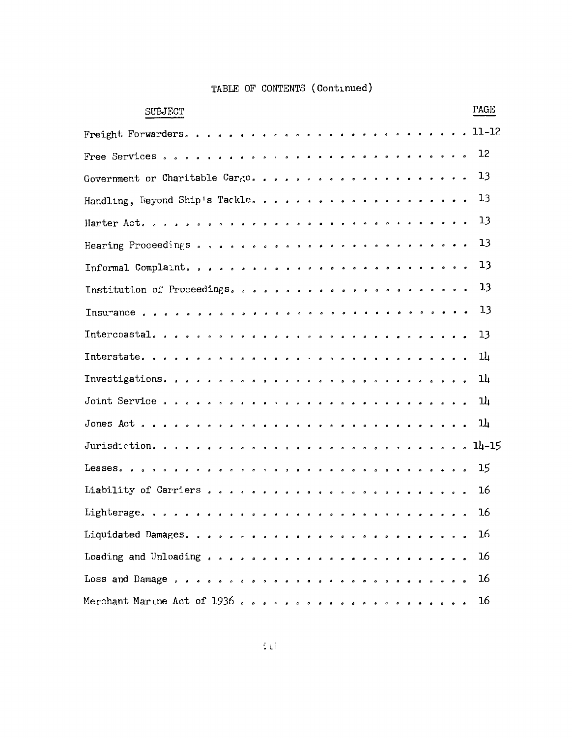# TABLE OF CONTENTS (Continued)

| SUBJECT | PAGE |
| --- | --- |
| Freight Forwarders | 11-12 |
| Free Services | 12 |
| Government or Charitable Cargo | 13 |
| Handling, Beyond Ship's Tackle | 13 |
| Harter Act | 13 |
| Hearing Proceedings | 13 |
| Informal Complaint | 13 |
| Institution of Proceedings | 13 |
| Insurance | 13 |
| Intercoastal | 13 |
| Interstate | 14 |
| Investigations | 14 |
| Joint Service | 14 |
| Jones Act | 14 |
| Jurisdiction | 14-15 |
| Leases | 15 |
| Liability of Carriers | 16 |
| Lighterage | 16 |
| Liquidated Damages | 16 |
| Loading and Unloading | 16 |
| Loss and Damage | 16 |
| Merchant Marine Act of 1936 | 16 |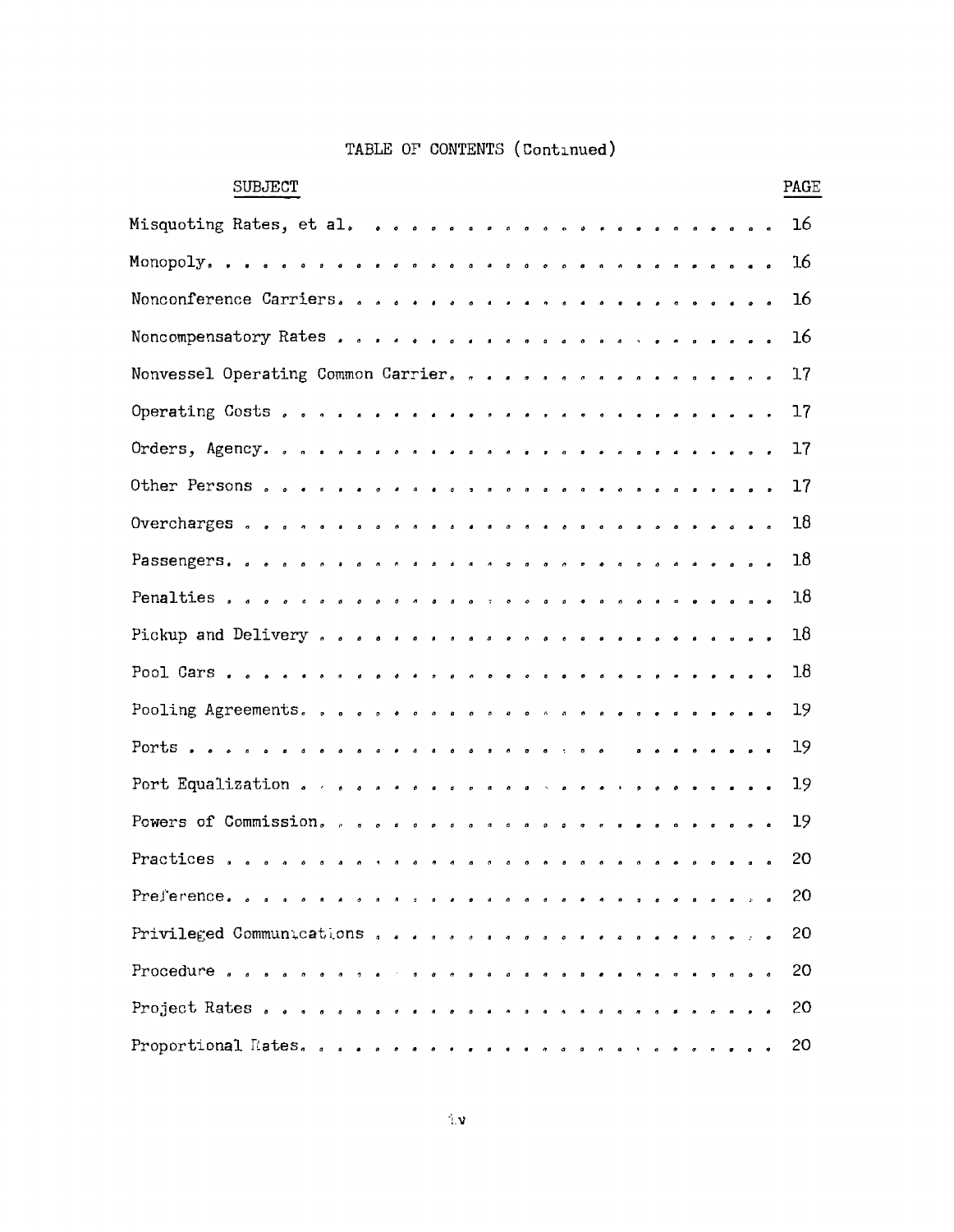# TABLE OF CONTENTS (Continued)

| SUBJECT | PAGE |
|---|---|
| Misquoting Rates, et al. | 16 |
| Monopoly | 16 |
| Nonconference Carriers | 16 |
| Noncompensatory Rates | 16 |
| Nonvessel Operating Common Carrier | 17 |
| Operating Costs | 17 |
| Orders, Agency | 17 |
| Other Persons | 17 |
| Overcharges | 18 |
| Passengers | 18 |
| Penalties | 18 |
| Pickup and Delivery | 18 |
| Pool Cars | 18 |
| Pooling Agreements | 19 |
| Ports | 19 |
| Port Equalization | 19 |
| Powers of Commission | 19 |
| Practices | 20 |
| Preference | 20 |
| Privileged Communications | 20 |
| Procedure | 20 |
| Project Rates | 20 |
| Proportional Rates | 20 |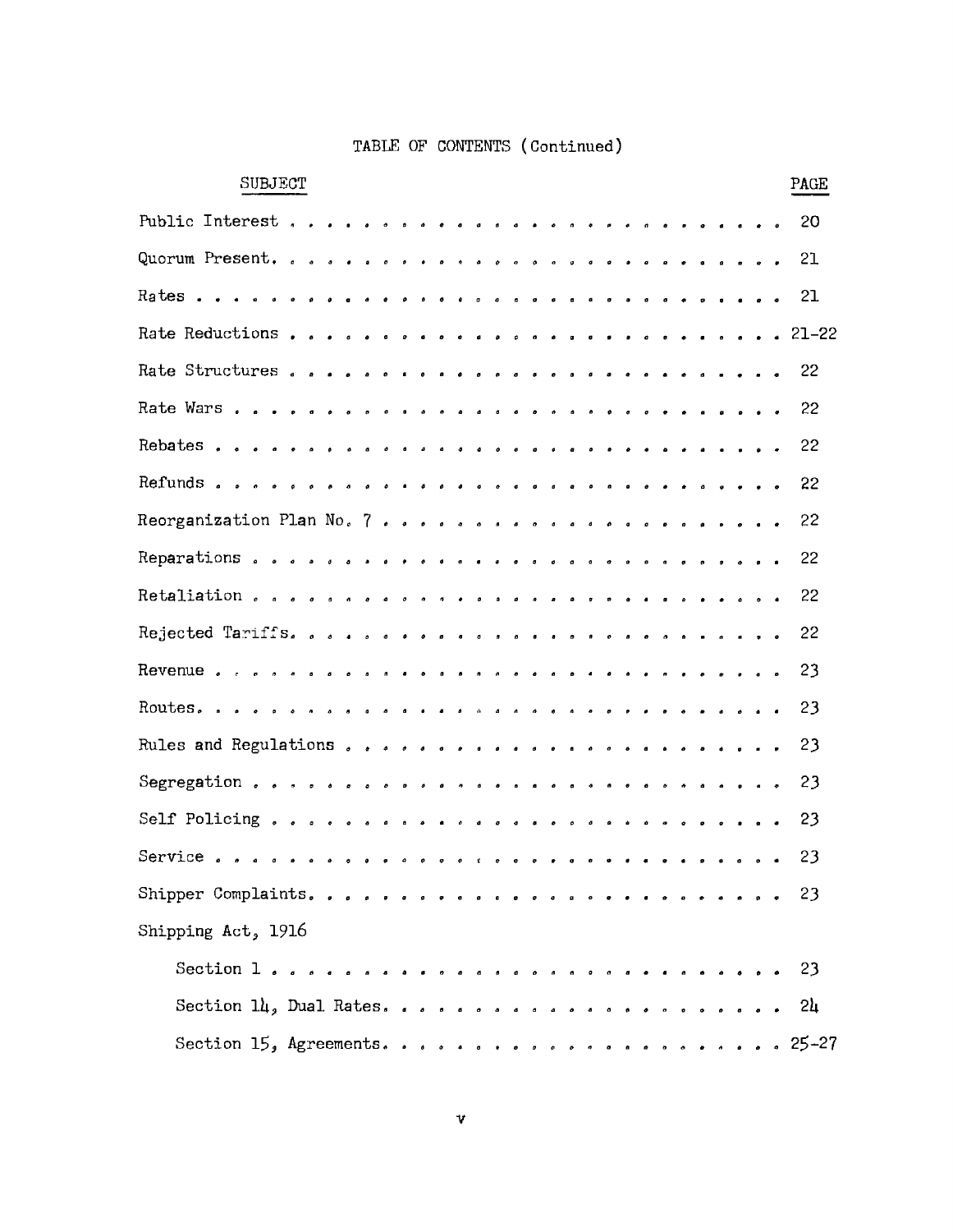TABLE OF CONTENTS (Continued)

| SUBJECT | PAGE |
|---|---|
| Public Interest | 20 |
| Quorum Present | 21 |
| Rates | 21 |
| Rate Reductions | 21-22 |
| Rate Structures | 22 |
| Rate Wars | 22 |
| Rebates | 22 |
| Refunds | 22 |
| Reorganization Plan No. 7 | 22 |
| Reparations | 22 |
| Retaliation | 22 |
| Rejected Tariffs | 22 |
| Revenue | 23 |
| Routes | 23 |
| Rules and Regulations | 23 |
| Segregation | 23 |
| Self Policing | 23 |
| Service | 23 |
| Shipper Complaints | 23 |
| Shipping Act, 1916 | |
| Section 1 | 23 |
| Section 14, Dual Rates | 24 |
| Section 15, Agreements | 25-27 |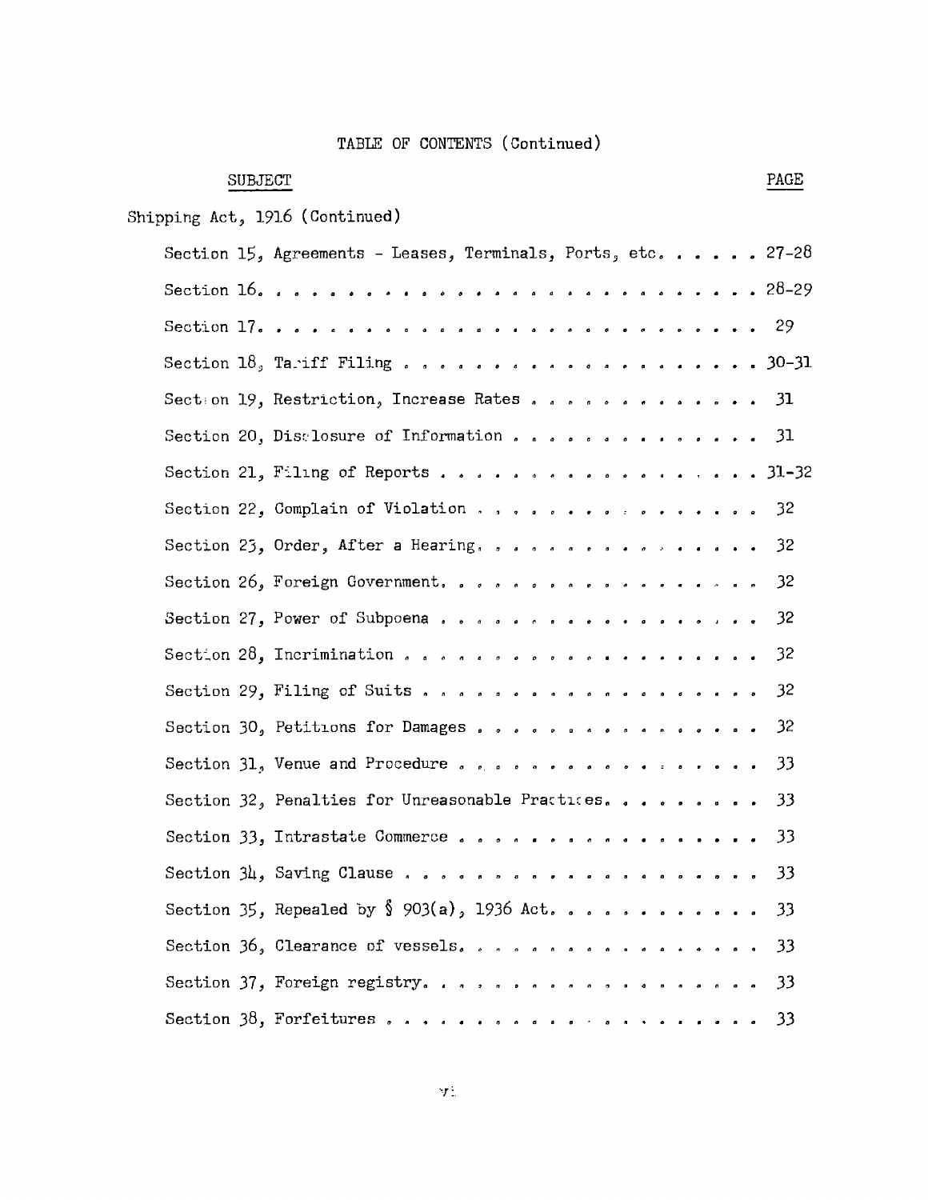TABLE OF CONTENTS (Continued)

| SUBJECT | PAGE |
|---|---|
| Shipping Act, 1916 (Continued) | |
| Section 15, Agreements - Leases, Terminals, Ports, etc. | 27-28 |
| Section 16. | 28-29 |
| Section 17. | 29 |
| Section 18, Tariff Filing | 30-31 |
| Section 19, Restriction, Increase Rates | 31 |
| Section 20, Disclosure of Information | 31 |
| Section 21, Filing of Reports | 31-32 |
| Section 22, Complain of Violation | 32 |
| Section 23, Order, After a Hearing. | 32 |
| Section 26, Foreign Government. | 32 |
| Section 27, Power of Subpoena | 32 |
| Section 28, Incrimination | 32 |
| Section 29, Filing of Suits | 32 |
| Section 30, Petitions for Damages | 32 |
| Section 31, Venue and Procedure | 33 |
| Section 32, Penalties for Unreasonable Practices. | 33 |
| Section 33, Intrastate Commerce | 33 |
| Section 34, Saving Clause | 33 |
| Section 35, Repealed by § 903(a), 1936 Act. | 33 |
| Section 36, Clearance of vessels. | 33 |
| Section 37, Foreign registry. | 33 |
| Section 38, Forfeitures | 33 |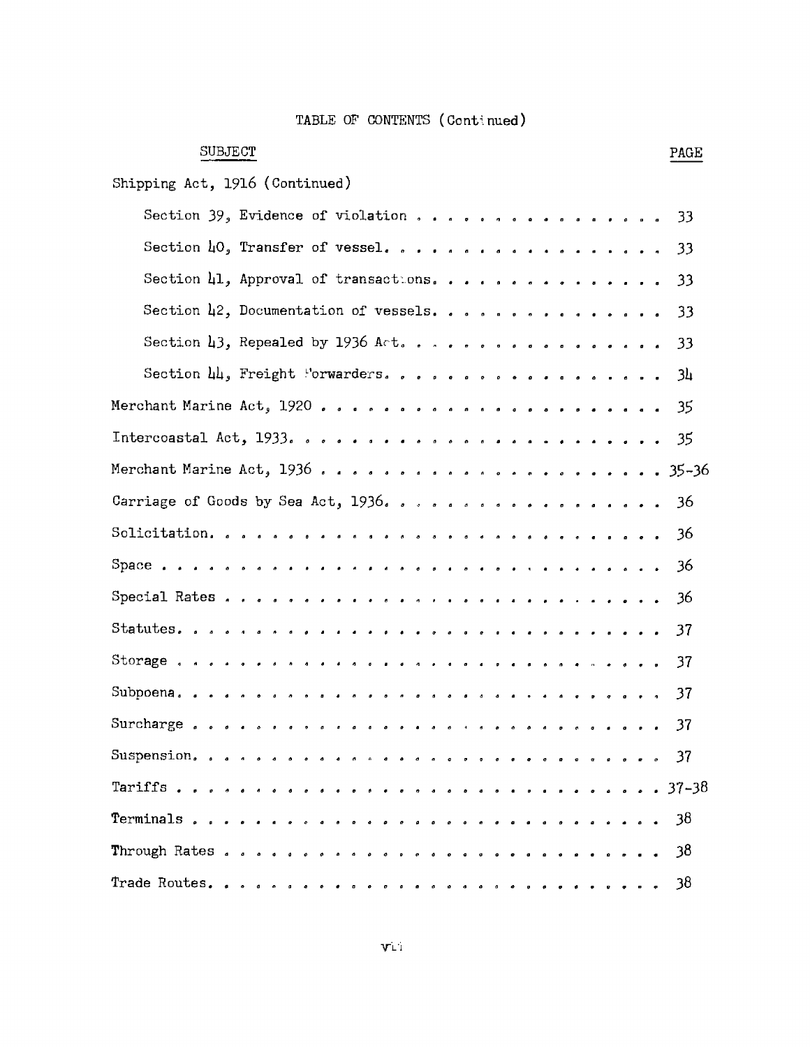TABLE OF CONTENTS (Continued)

| SUBJECT | PAGE |
|---|---|
| Shipping Act, 1916 (Continued) | |
| Section 39, Evidence of violation | 33 |
| Section 40, Transfer of vessel | 33 |
| Section 41, Approval of transactions | 33 |
| Section 42, Documentation of vessels | 33 |
| Section 43, Repealed by 1936 Act | 33 |
| Section 44, Freight Forwarders | 34 |
| Merchant Marine Act, 1920 | 35 |
| Intercoastal Act, 1933 | 35 |
| Merchant Marine Act, 1936 | 35-36 |
| Carriage of Goods by Sea Act, 1936 | 36 |
| Solicitation | 36 |
| Space | 36 |
| Special Rates | 36 |
| Statutes | 37 |
| Storage | 37 |
| Subpoena | 37 |
| Surcharge | 37 |
| Suspension | 37 |
| Tariffs | 37-38 |
| Terminals | 38 |
| Through Rates | 38 |
| Trade Routes | 38 |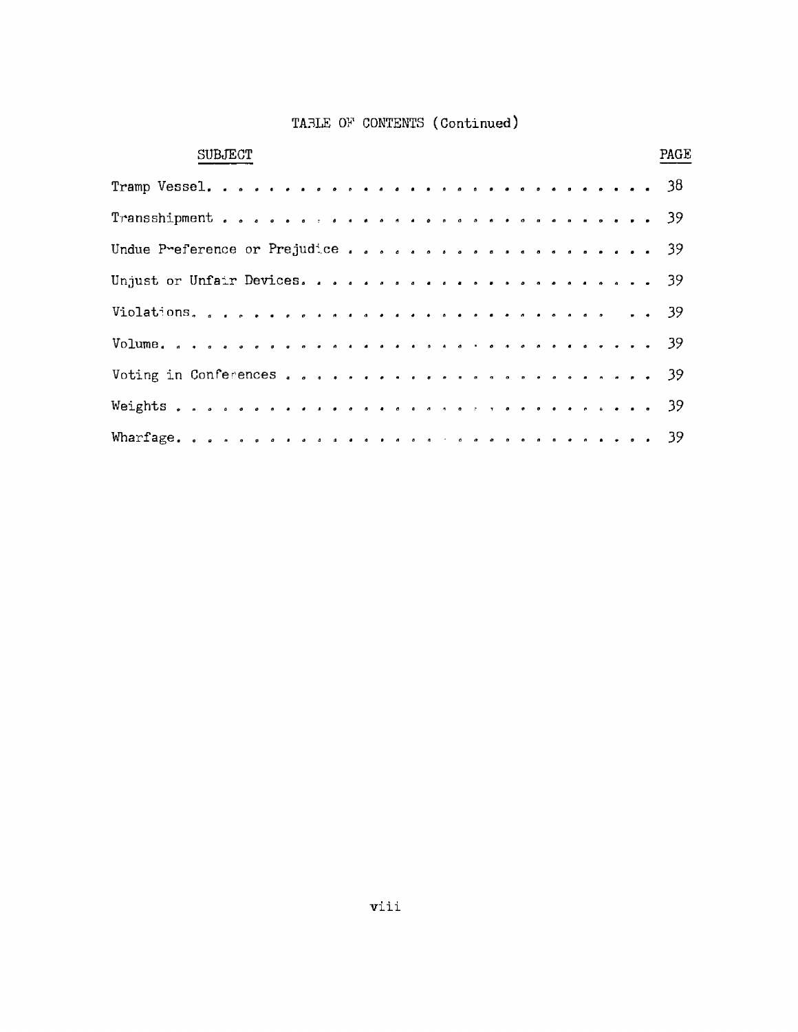## TABLE OF CONTENTS (Continued)

| SUBJECT | PAGE |
|---|---|
| Tramp Vessel | 38 |
| Transshipment | 39 |
| Undue Preference or Prejudice | 39 |
| Unjust or Unfair Devices | 39 |
| Violations | 39 |
| Volume | 39 |
| Voting in Conferences | 39 |
| Weights | 39 |
| Wharfage | 39 |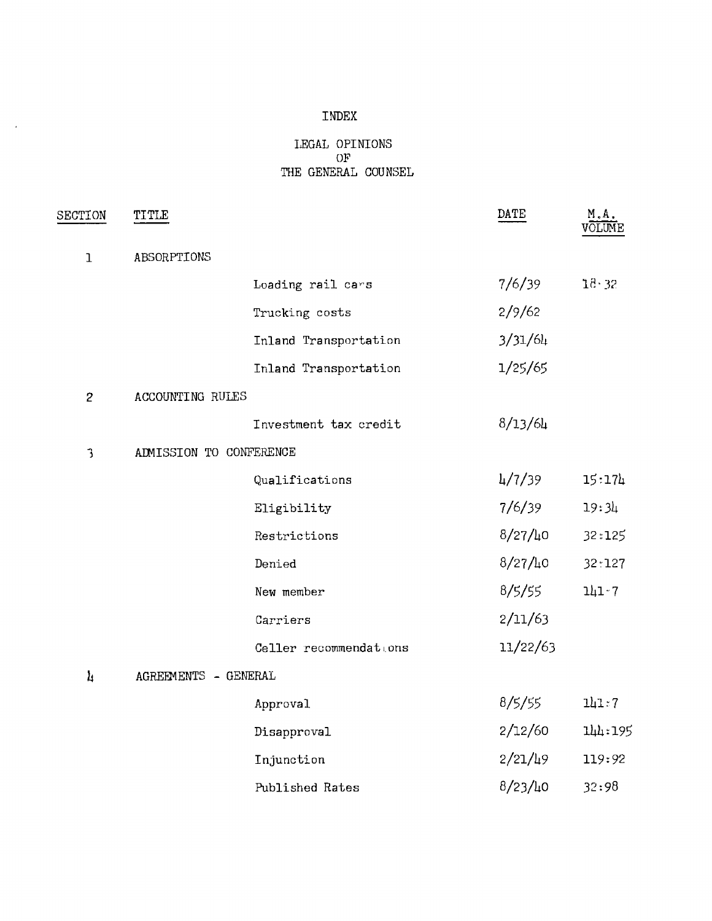# INDEX

## LEGAL OPINIONS OF THE GENERAL COUNSEL

| SECTION | TITLE | | DATE | M.A. VOLUME |
|---|---|---|---|---|
| 1 | ABSORPTIONS | | | |
| | | Loading rail cars | 7/6/39 | 18:32 |
| | | Trucking costs | 2/9/62 | |
| | | Inland Transportation | 3/31/64 | |
| | | Inland Transportation | 1/25/65 | |
| 2 | ACCOUNTING RULES | | | |
| | | Investment tax credit | 8/13/64 | |
| 3 | ADMISSION TO CONFERENCE | | | |
| | | Qualifications | 4/7/39 | 15:174 |
| | | Eligibility | 7/6/39 | 19:34 |
| | | Restrictions | 8/27/40 | 32:125 |
| | | Denied | 8/27/40 | 32:127 |
| | | New member | 8/5/55 | 141:7 |
| | | Carriers | 2/11/63 | |
| | | Celler recommendations | 11/22/63 | |
| 4 | AGREEMENTS - GENERAL | | | |
| | | Approval | 8/5/55 | 141:7 |
| | | Disapproval | 2/12/60 | 144:195 |
| | | Injunction | 2/21/49 | 119:92 |
| | | Published Rates | 8/23/40 | 32:98 |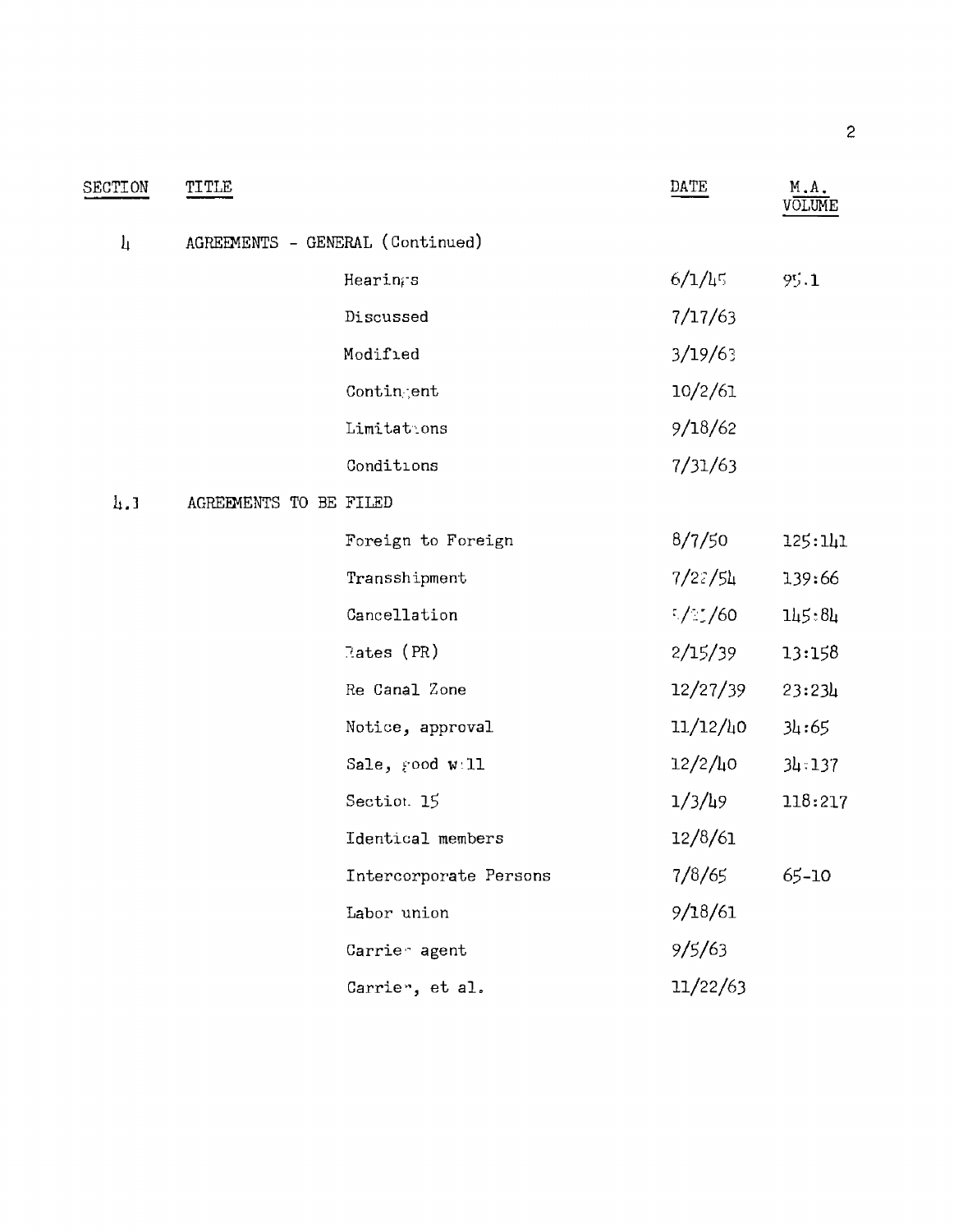| SECTION | TITLE | | DATE | M.A. VOLUME |
|---|---|---|---|---|
| 4 | AGREEMENTS - GENERAL (Continued) | | | |
| | | Hearings | 6/1/45 | 95.1 |
| | | Discussed | 7/17/63 | |
| | | Modified | 3/19/63 | |
| | | Contingent | 10/2/61 | |
| | | Limitations | 9/18/62 | |
| | | Conditions | 7/31/63 | |
| 4.1 | AGREEMENTS TO BE FILED | | | |
| | | Foreign to Foreign | 8/7/50 | 125:141 |
| | | Transshipment | 7/22/54 | 139:66 |
| | | Cancellation | ?/??/60 | 145:84 |
| | | Rates (PR) | 2/15/39 | 13:158 |
| | | Re Canal Zone | 12/27/39 | 23:234 |
| | | Notice, approval | 11/12/40 | 34:65 |
| | | Sale, good will | 12/2/40 | 34:137 |
| | | Section 15 | 1/3/49 | 118:217 |
| | | Identical members | 12/8/61 | |
| | | Intercorporate Persons | 7/8/65 | 65-10 |
| | | Labor union | 9/18/61 | |
| | | Carrier agent | 9/5/63 | |
| | | Carrier, et al. | 11/22/63 | |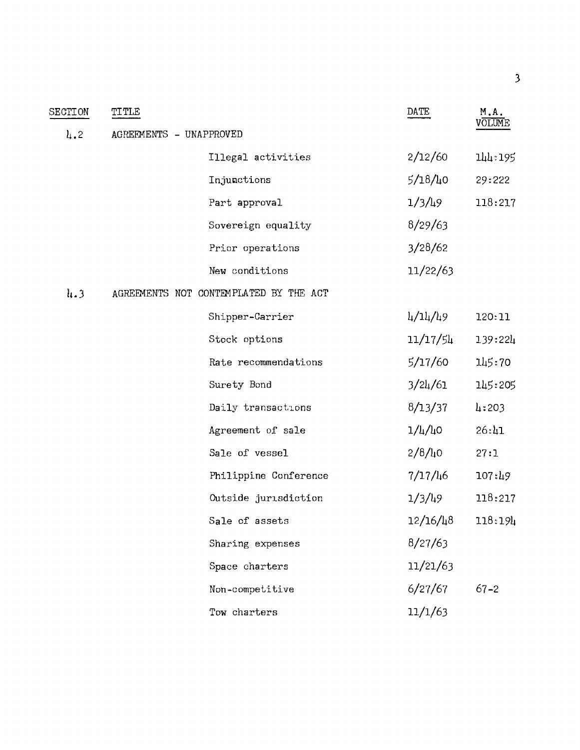| SECTION | TITLE | | DATE | M.A. VOLUME |
|---|---|---|---|---|
| 4.2 | AGREEMENTS - UNAPPROVED | | | |
| | | Illegal activities | 2/12/60 | 144:195 |
| | | Injunctions | 5/18/40 | 29:222 |
| | | Part approval | 1/3/49 | 118:217 |
| | | Sovereign equality | 8/29/63 | |
| | | Prior operations | 3/28/62 | |
| | | New conditions | 11/22/63 | |
| 4.3 | AGREEMENTS NOT CONTEMPLATED BY THE ACT | | | |
| | | Shipper-Carrier | 4/14/49 | 120:11 |
| | | Stock options | 11/17/54 | 139:224 |
| | | Rate recommendations | 5/17/60 | 145:70 |
| | | Surety Bond | 3/24/61 | 145:205 |
| | | Daily transactions | 8/13/37 | 4:203 |
| | | Agreement of sale | 1/4/40 | 26:41 |
| | | Sale of vessel | 2/8/40 | 27:1 |
| | | Philippine Conference | 7/17/46 | 107:49 |
| | | Outside jurisdiction | 1/3/49 | 118:217 |
| | | Sale of assets | 12/16/48 | 118:194 |
| | | Sharing expenses | 8/27/63 | |
| | | Space charters | 11/21/63 | |
| | | Non-competitive | 6/27/67 | 67-2 |
| | | Tow charters | 11/1/63 | |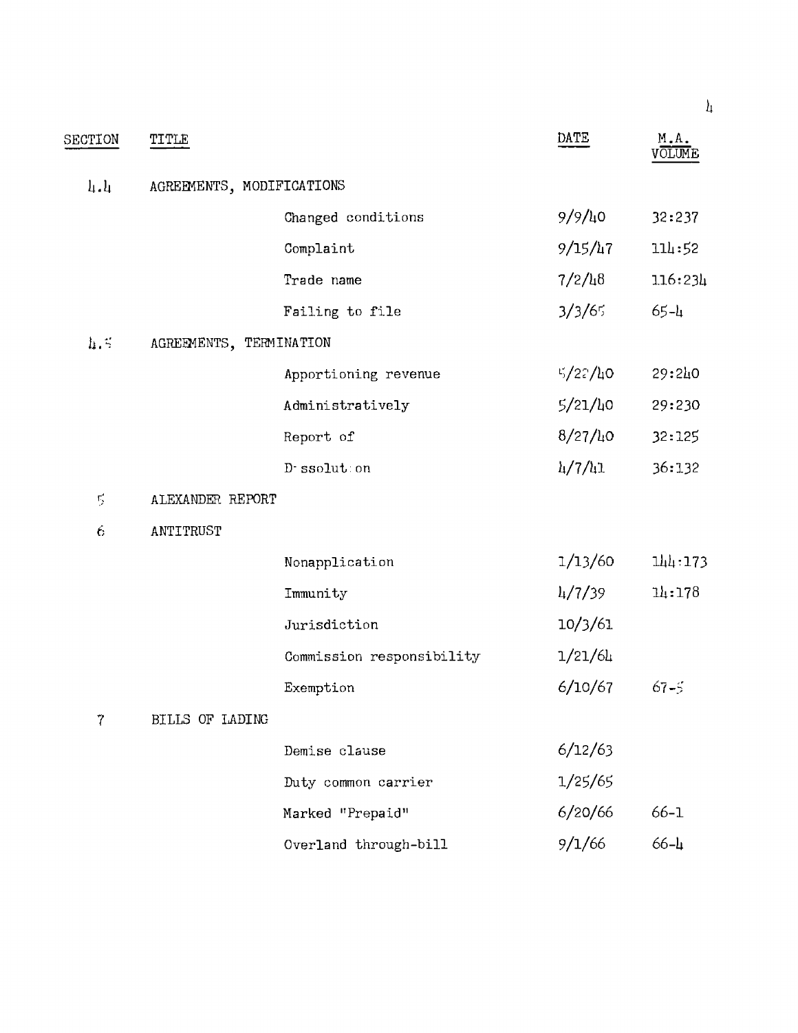| SECTION | TITLE | | DATE | M.A. VOLUME |
|---|---|---|---|---|
| 4.4 | AGREEMENTS, MODIFICATIONS | | | |
| | | Changed conditions | 9/9/40 | 32:237 |
| | | Complaint | 9/15/47 | 114:52 |
| | | Trade name | 7/2/48 | 116:234 |
| | | Failing to file | 3/3/65 | 65-4 |
| 4.5 | AGREEMENTS, TERMINATION | | | |
| | | Apportioning revenue | 5/22/40 | 29:240 |
| | | Administratively | 5/21/40 | 29:230 |
| | | Report of | 8/27/40 | 32:125 |
| | | Dissolution | 4/7/41 | 36:132 |
| 5 | ALEXANDER REPORT | | | |
| 6 | ANTITRUST | | | |
| | | Nonapplication | 1/13/60 | 144:173 |
| | | Immunity | 4/7/39 | 14:178 |
| | | Jurisdiction | 10/3/61 | |
| | | Commission responsibility | 1/21/64 | |
| | | Exemption | 6/10/67 | 67-5 |
| 7 | BILLS OF LADING | | | |
| | | Demise clause | 6/12/63 | |
| | | Duty common carrier | 1/25/65 | |
| | | Marked "Prepaid" | 6/20/66 | 66-1 |
| | | Overland through-bill | 9/1/66 | 66-4 |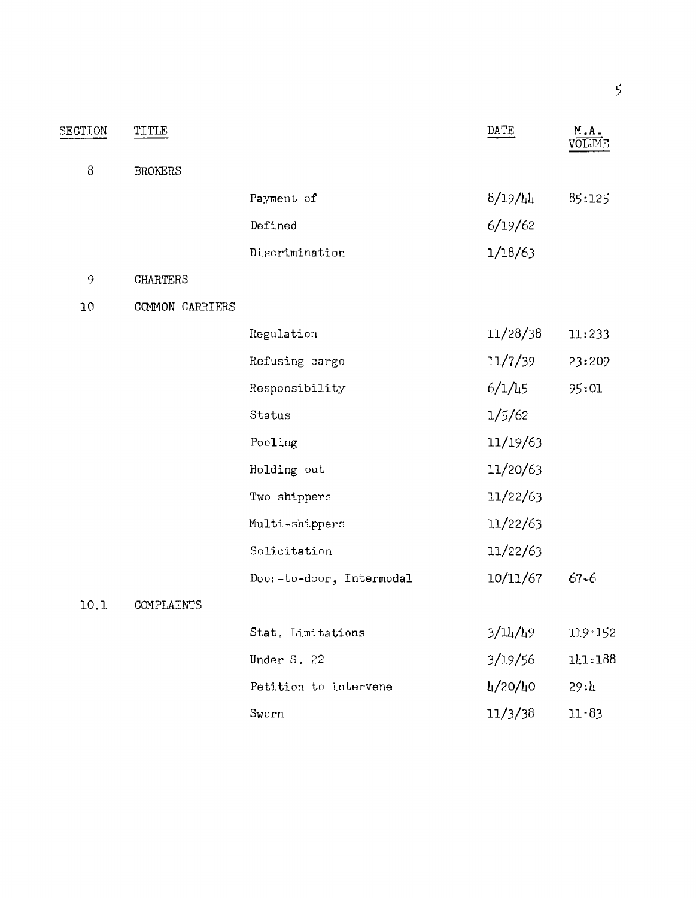| SECTION | TITLE | | DATE | M.A. VOLUME |
|---|---|---|---|---|
| 8 | BROKERS | | | |
| | | Payment of | 8/19/44 | 85:125 |
| | | Defined | 6/19/62 | |
| | | Discrimination | 1/18/63 | |
| 9 | CHARTERS | | | |
| 10 | COMMON CARRIERS | | | |
| | | Regulation | 11/28/38 | 11:233 |
| | | Refusing cargo | 11/7/39 | 23:209 |
| | | Responsibility | 6/1/45 | 95:01 |
| | | Status | 1/5/62 | |
| | | Pooling | 11/19/63 | |
| | | Holding out | 11/20/63 | |
| | | Two shippers | 11/22/63 | |
| | | Multi-shippers | 11/22/63 | |
| | | Solicitation | 11/22/63 | |
| | | Door-to-door, Intermodal | 10/11/67 | 67-6 |
| 10.1 | COMPLAINTS | | | |
| | | Stat. Limitations | 3/14/49 | 119:152 |
| | | Under S. 22 | 3/19/56 | 141:188 |
| | | Petition to intervene | 4/20/40 | 29:4 |
| | | Sworn | 11/3/38 | 11:83 |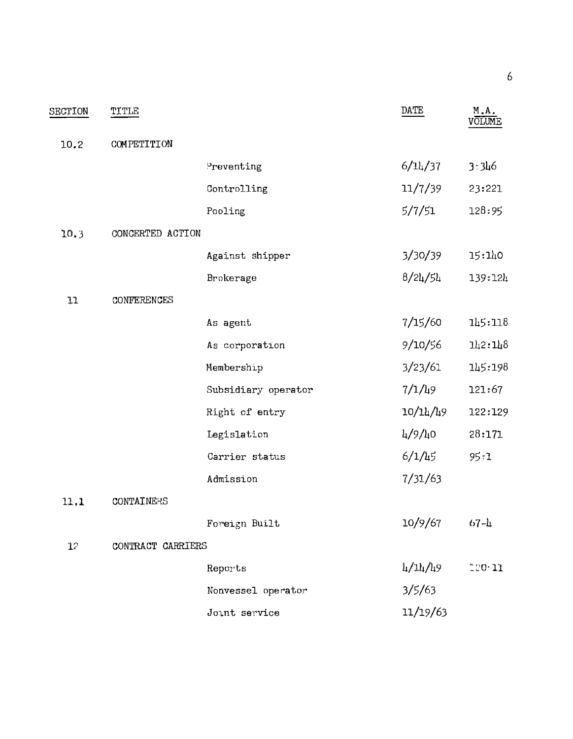| SECTION | TITLE | | DATE | M.A. VOLUME |
|---|---|---|---|---|
| 10.2 | COMPETITION | | | |
| | | Preventing | 6/14/37 | 3:346 |
| | | Controlling | 11/7/39 | 23:221 |
| | | Pooling | 5/7/51 | 128:95 |
| 10.3 | CONCERTED ACTION | | | |
| | | Against shipper | 3/30/39 | 15:140 |
| | | Brokerage | 8/24/54 | 139:124 |
| 11 | CONFERENCES | | | |
| | | As agent | 7/15/60 | 145:118 |
| | | As corporation | 9/10/56 | 142:148 |
| | | Membership | 3/23/61 | 145:198 |
| | | Subsidiary operator | 7/1/49 | 121:67 |
| | | Right of entry | 10/14/49 | 122:129 |
| | | Legislation | 4/9/40 | 28:171 |
| | | Carrier status | 6/1/45 | 95:1 |
| | | Admission | 7/31/63 | |
| 11.1 | CONTAINERS | | | |
| | | Foreign Built | 10/9/67 | 67-4 |
| 12 | CONTRACT CARRIERS | | | |
| | | Reports | 4/14/49 | 120:11 |
| | | Nonvessel operator | 3/5/63 | |
| | | Joint service | 11/19/63 | |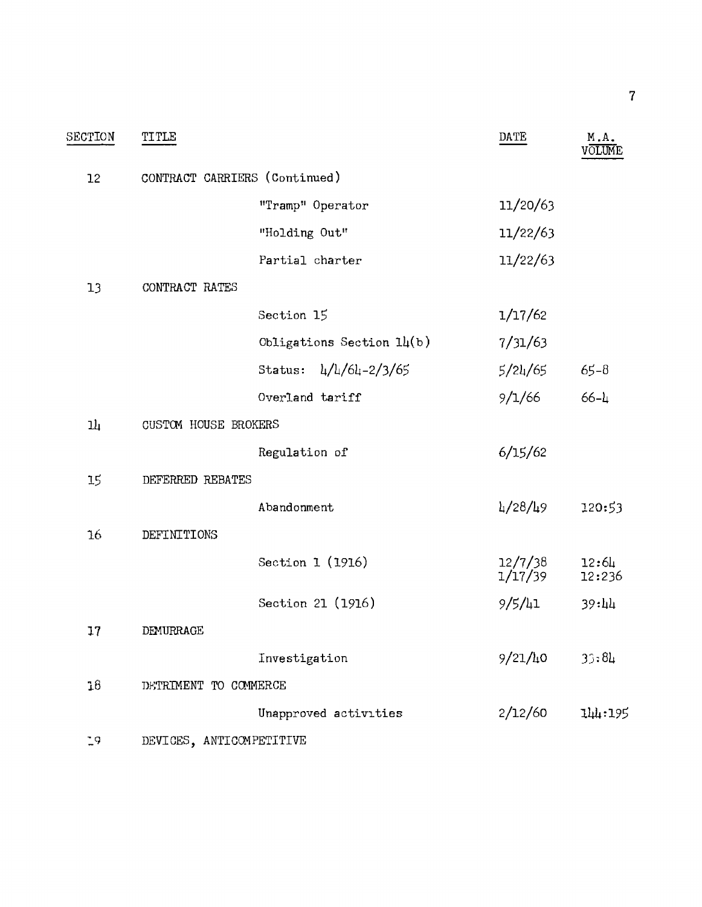| SECTION | TITLE | | DATE | M.A. VOLUME |
|---|---|---|---|---|
| 12 | CONTRACT CARRIERS (Continued) | | | |
| | | "Tramp" Operator | 11/20/63 | |
| | | "Holding Out" | 11/22/63 | |
| | | Partial charter | 11/22/63 | |
| 13 | CONTRACT RATES | | | |
| | | Section 15 | 1/17/62 | |
| | | Obligations Section 14(b) | 7/31/63 | |
| | | Status: 4/4/64-2/3/65 | 5/24/65 | 65-8 |
| | | Overland tariff | 9/1/66 | 66-4 |
| 14 | CUSTOM HOUSE BROKERS | | | |
| | | Regulation of | 6/15/62 | |
| 15 | DEFERRED REBATES | | | |
| | | Abandonment | 4/28/49 | 120:53 |
| 16 | DEFINITIONS | | | |
| | | Section 1 (1916) | 12/7/38<br>1/17/39 | 12:64<br>12:236 |
| | | Section 21 (1916) | 9/5/41 | 39:44 |
| 17 | DEMURRAGE | | | |
| | | Investigation | 9/21/40 | 33:84 |
| 18 | DETRIMENT TO COMMERCE | | | |
| | | Unapproved activities | 2/12/60 | 144:195 |
| 19 | DEVICES, ANTICOMPETITIVE | | | |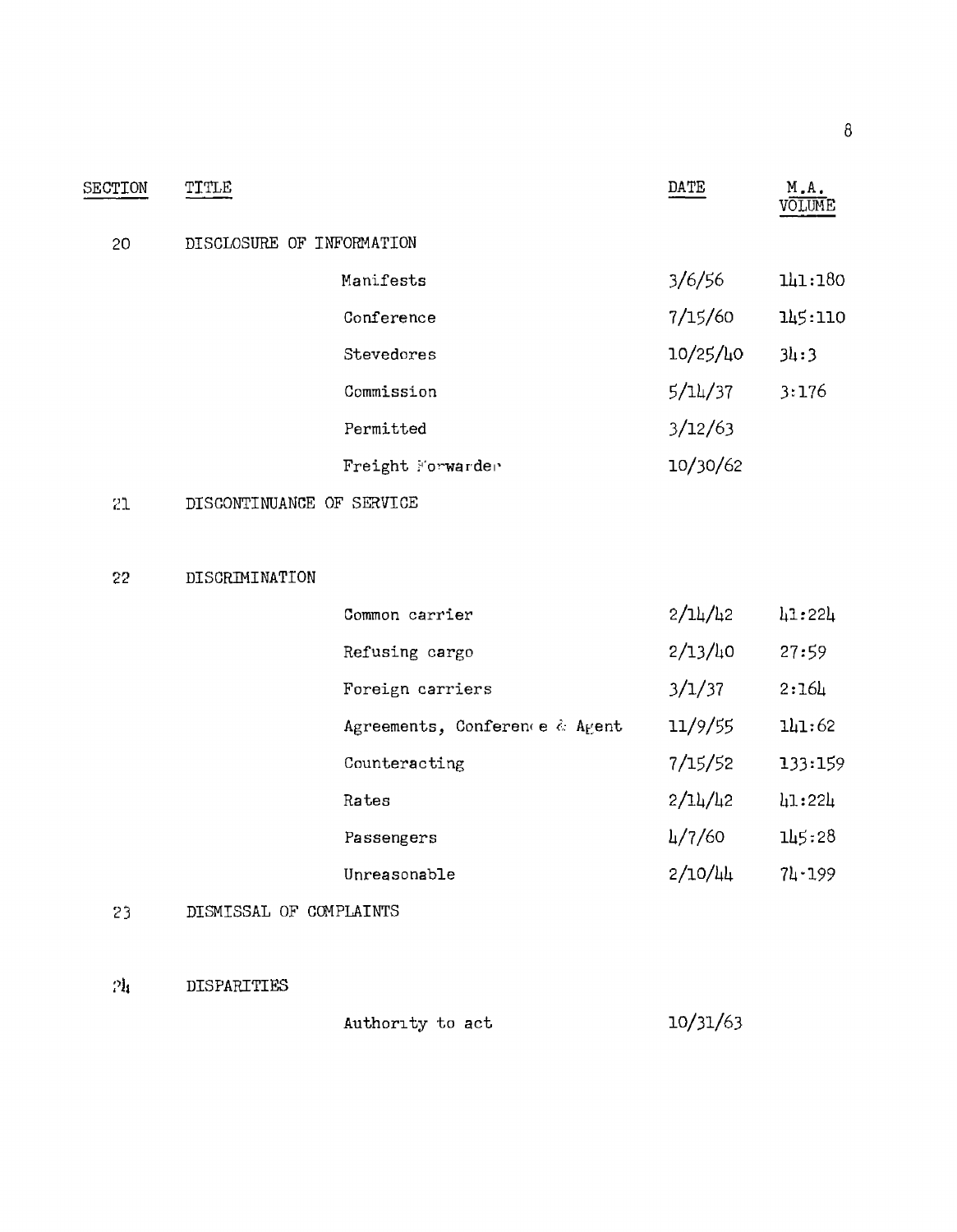| SECTION | TITLE | | DATE | M.A. VOLUME |
|---|---|---|---|---|
| 20 | DISCLOSURE OF INFORMATION | | | |
| | | Manifests | 3/6/56 | 141:180 |
| | | Conference | 7/15/60 | 145:110 |
| | | Stevedores | 10/25/40 | 34:3 |
| | | Commission | 5/14/37 | 3:176 |
| | | Permitted | 3/12/63 | |
| | | Freight Forwarder | 10/30/62 | |
| 21 | DISCONTINUANCE OF SERVICE | | | |
| 22 | DISCRIMINATION | | | |
| | | Common carrier | 2/14/42 | 41:224 |
| | | Refusing cargo | 2/13/40 | 27:59 |
| | | Foreign carriers | 3/1/37 | 2:164 |
| | | Agreements, Conference & Agent | 11/9/55 | 141:62 |
| | | Counteracting | 7/15/52 | 133:159 |
| | | Rates | 2/14/42 | 41:224 |
| | | Passengers | 4/7/60 | 145:28 |
| | | Unreasonable | 2/10/44 | 74:199 |
| 23 | DISMISSAL OF COMPLAINTS | | | |
| 24 | DISPARITIES | | | |
| | | Authority to act | 10/31/63 | |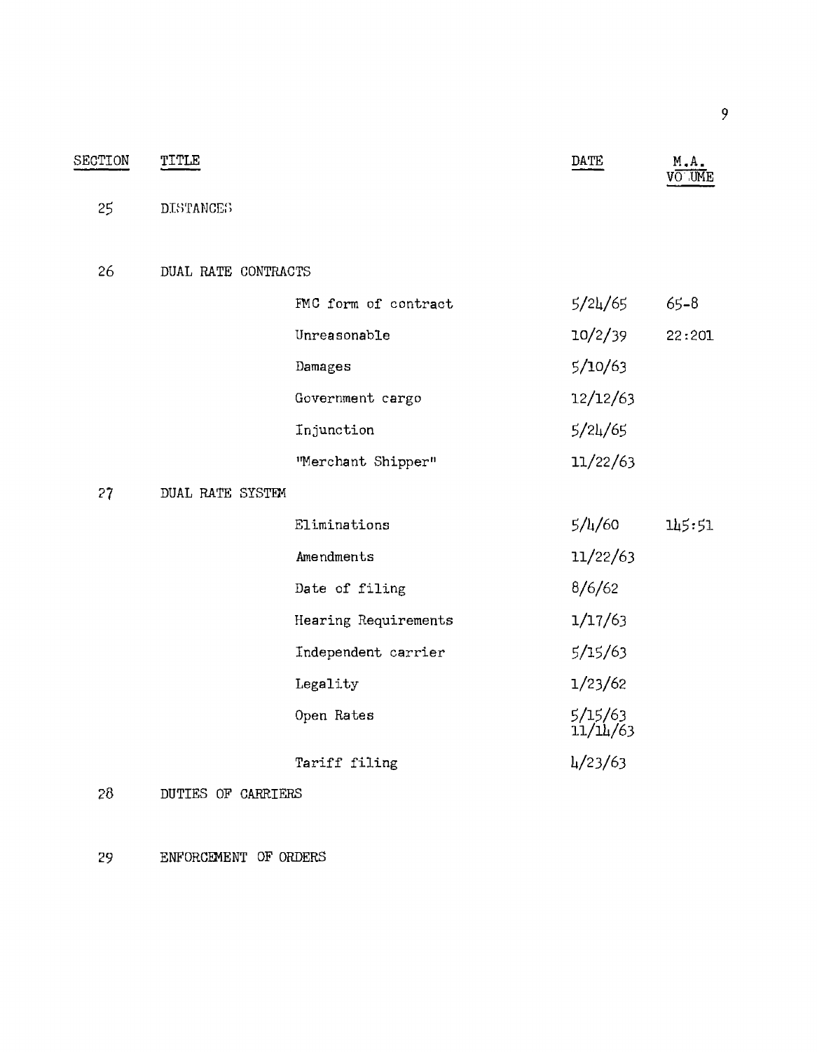| SECTION | TITLE | | DATE | M.A. VOLUME |
|---|---|---|---|---|
| 25 | DISTANCES | | | |
| 26 | DUAL RATE CONTRACTS | | | |
| | | FMC form of contract | 5/24/65 | 65-8 |
| | | Unreasonable | 10/2/39 | 22:201 |
| | | Damages | 5/10/63 | |
| | | Government cargo | 12/12/63 | |
| | | Injunction | 5/24/65 | |
| | | "Merchant Shipper" | 11/22/63 | |
| 27 | DUAL RATE SYSTEM | | | |
| | | Eliminations | 5/4/60 | 145:51 |
| | | Amendments | 11/22/63 | |
| | | Date of filing | 8/6/62 | |
| | | Hearing Requirements | 1/17/63 | |
| | | Independent carrier | 5/15/63 | |
| | | Legality | 1/23/62 | |
| | | Open Rates | 5/15/63 11/14/63 | |
| | | Tariff filing | 4/23/63 | |
| 28 | DUTIES OF CARRIERS | | | |
| 29 | ENFORCEMENT OF ORDERS | | | |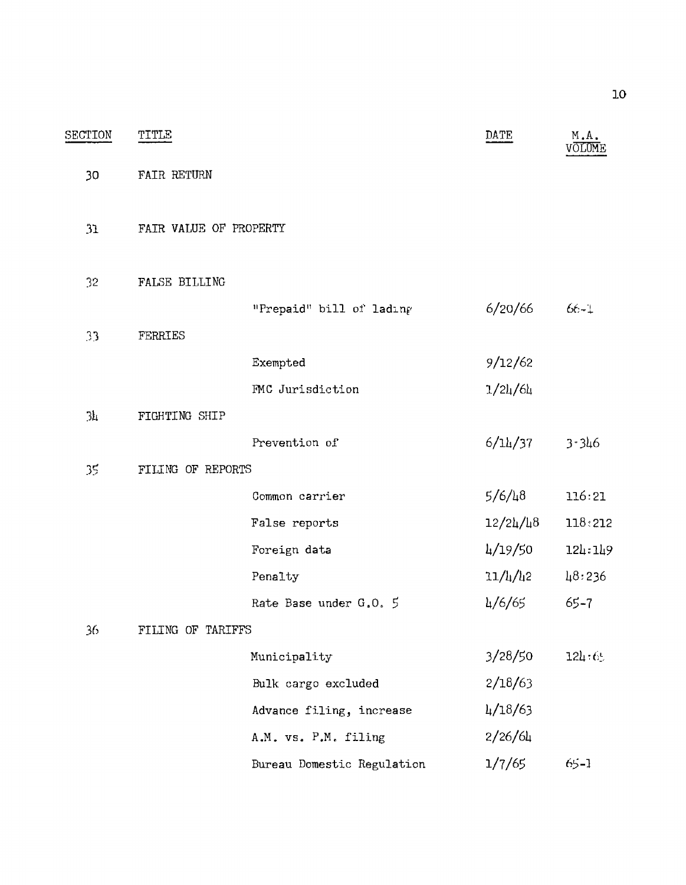| SECTION | TITLE | | DATE | M.A. VOLUME |
|---|---|---|---|---|
| 30 | FAIR RETURN | | | |
| 31 | FAIR VALUE OF PROPERTY | | | |
| 32 | FALSE BILLING | | | |
| | | "Prepaid" bill of lading | 6/20/66 | 66-1 |
| 33 | FERRIES | | | |
| | | Exempted | 9/12/62 | |
| | | FMC Jurisdiction | 1/24/64 | |
| 34 | FIGHTING SHIP | | | |
| | | Prevention of | 6/14/37 | 3-346 |
| 35 | FILING OF REPORTS | | | |
| | | Common carrier | 5/6/48 | 116:21 |
| | | False reports | 12/24/48 | 118:212 |
| | | Foreign data | 4/19/50 | 124:149 |
| | | Penalty | 11/4/42 | 48:236 |
| | | Rate Base under G.O. 5 | 4/6/65 | 65-7 |
| 36 | FILING OF TARIFFS | | | |
| | | Municipality | 3/28/50 | 124:65 |
| | | Bulk cargo excluded | 2/18/63 | |
| | | Advance filing, increase | 4/18/63 | |
| | | A.M. vs. P.M. filing | 2/26/64 | |
| | | Bureau Domestic Regulation | 1/7/65 | 65-1 |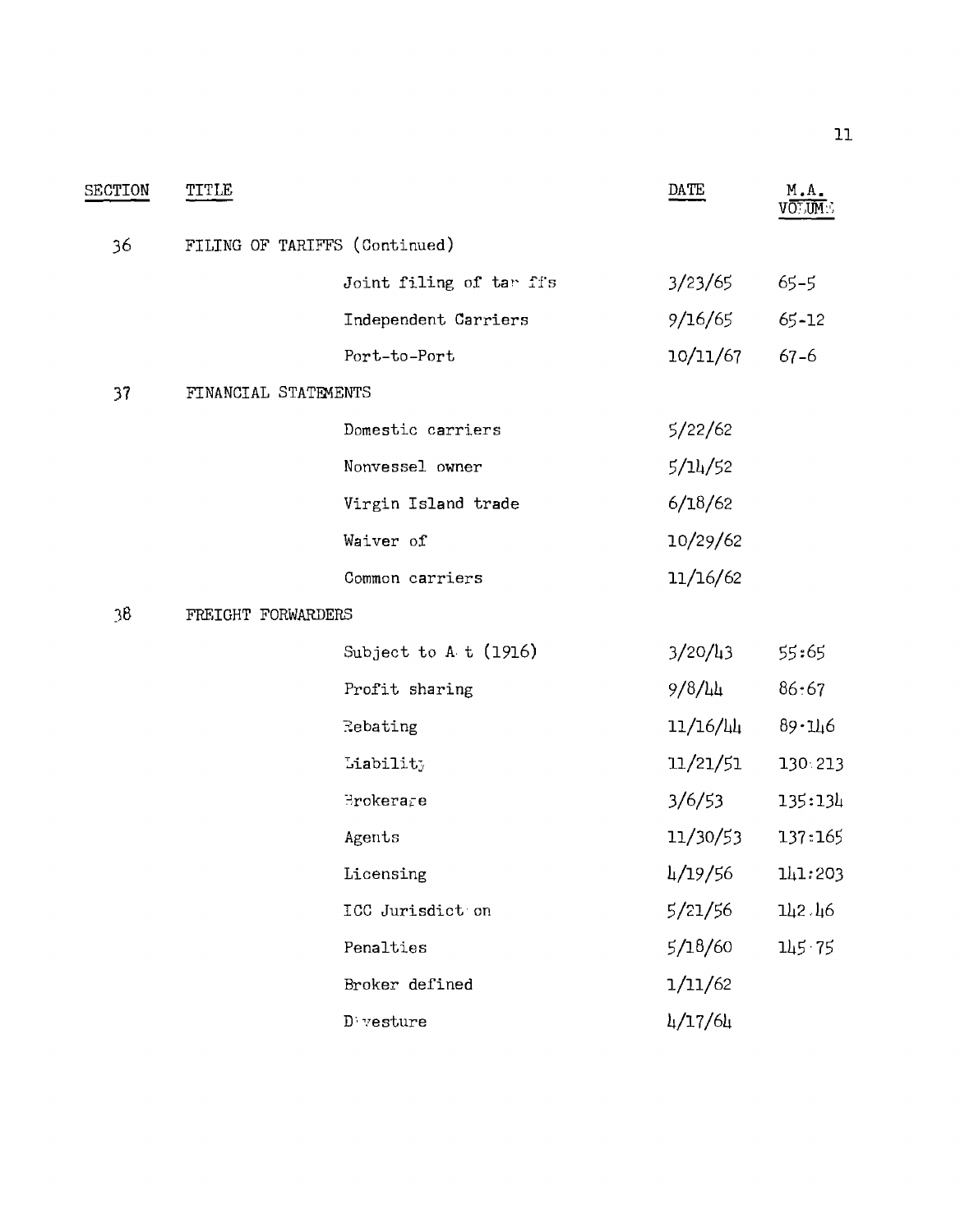| SECTION | TITLE | | DATE | M.A. VOLUME |
|---|---|---|---|---|
| 36 | FILING OF TARIFFS (Continued) | | | |
| | | Joint filing of tariffs | 3/23/65 | 65-5 |
| | | Independent Carriers | 9/16/65 | 65-12 |
| | | Port-to-Port | 10/11/67 | 67-6 |
| 37 | FINANCIAL STATEMENTS | | | |
| | | Domestic carriers | 5/22/62 | |
| | | Nonvessel owner | 5/14/52 | |
| | | Virgin Island trade | 6/18/62 | |
| | | Waiver of | 10/29/62 | |
| | | Common carriers | 11/16/62 | |
| 38 | FREIGHT FORWARDERS | | | |
| | | Subject to Act (1916) | 3/20/43 | 55:65 |
| | | Profit sharing | 9/8/44 | 86:67 |
| | | Rebating | 11/16/44 | 89:146 |
| | | Liability | 11/21/51 | 130:213 |
| | | Brokerage | 3/6/53 | 135:134 |
| | | Agents | 11/30/53 | 137:165 |
| | | Licensing | 4/19/56 | 141:203 |
| | | ICC Jurisdiction | 5/21/56 | 142:46 |
| | | Penalties | 5/18/60 | 145:75 |
| | | Broker defined | 1/11/62 | |
| | | Divesture | 4/17/64 | |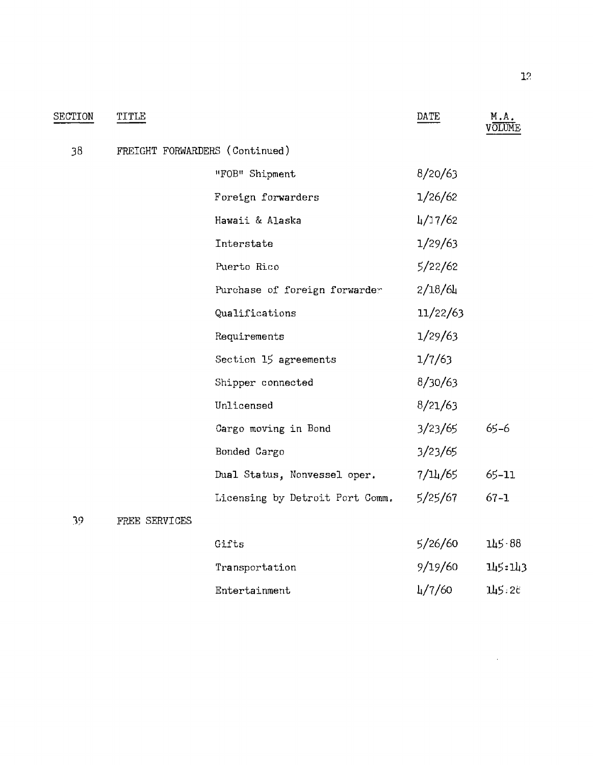| SECTION | TITLE | | DATE | M.A. VOLUME |
|---|---|---|---|---|
| 38 | FREIGHT FORWARDERS (Continued) | | | |
| | | "FOB" Shipment | 8/20/63 | |
| | | Foreign forwarders | 1/26/62 | |
| | | Hawaii & Alaska | 4/17/62 | |
| | | Interstate | 1/29/63 | |
| | | Puerto Rico | 5/22/62 | |
| | | Purchase of foreign forwarder | 2/18/64 | |
| | | Qualifications | 11/22/63 | |
| | | Requirements | 1/29/63 | |
| | | Section 15 agreements | 1/7/63 | |
| | | Shipper connected | 8/30/63 | |
| | | Unlicensed | 8/21/63 | |
| | | Cargo moving in Bond | 3/23/65 | 65-6 |
| | | Bonded Cargo | 3/23/65 | |
| | | Dual Status, Nonvessel oper. | 7/14/65 | 65-11 |
| | | Licensing by Detroit Port Comm. | 5/25/67 | 67-1 |
| 39 | FREE SERVICES | | | |
| | | Gifts | 5/26/60 | 145:88 |
| | | Transportation | 9/19/60 | 145:143 |
| | | Entertainment | 4/7/60 | 145:26 |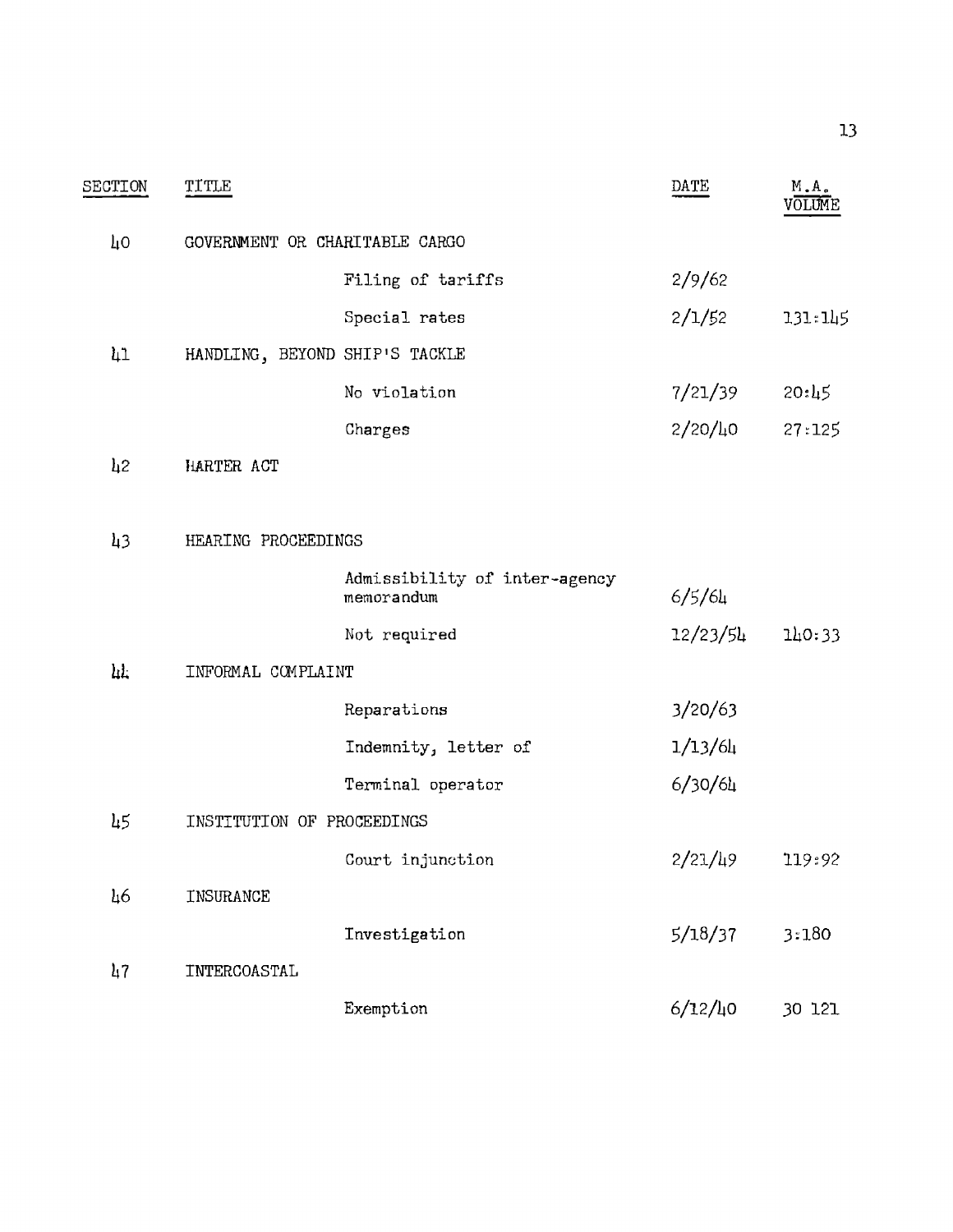| SECTION | TITLE | | DATE | M.A. VOLUME |
|---|---|---|---|---|
| 40 | GOVERNMENT OR CHARITABLE CARGO | | | |
| | | Filing of tariffs | 2/9/62 | |
| | | Special rates | 2/1/52 | 131:145 |
| 41 | HANDLING, BEYOND SHIP'S TACKLE | | | |
| | | No violation | 7/21/39 | 20:45 |
| | | Charges | 2/20/40 | 27:125 |
| 42 | HARTER ACT | | | |
| 43 | HEARING PROCEEDINGS | | | |
| | | Admissibility of inter-agency memorandum | 6/5/64 | |
| | | Not required | 12/23/54 | 140:33 |
| 44 | INFORMAL COMPLAINT | | | |
| | | Reparations | 3/20/63 | |
| | | Indemnity, letter of | 1/13/64 | |
| | | Terminal operator | 6/30/64 | |
| 45 | INSTITUTION OF PROCEEDINGS | | | |
| | | Court injunction | 2/21/49 | 119:92 |
| 46 | INSURANCE | | | |
| | | Investigation | 5/18/37 | 3:180 |
| 47 | INTERCOASTAL | | | |
| | | Exemption | 6/12/40 | 30 121 |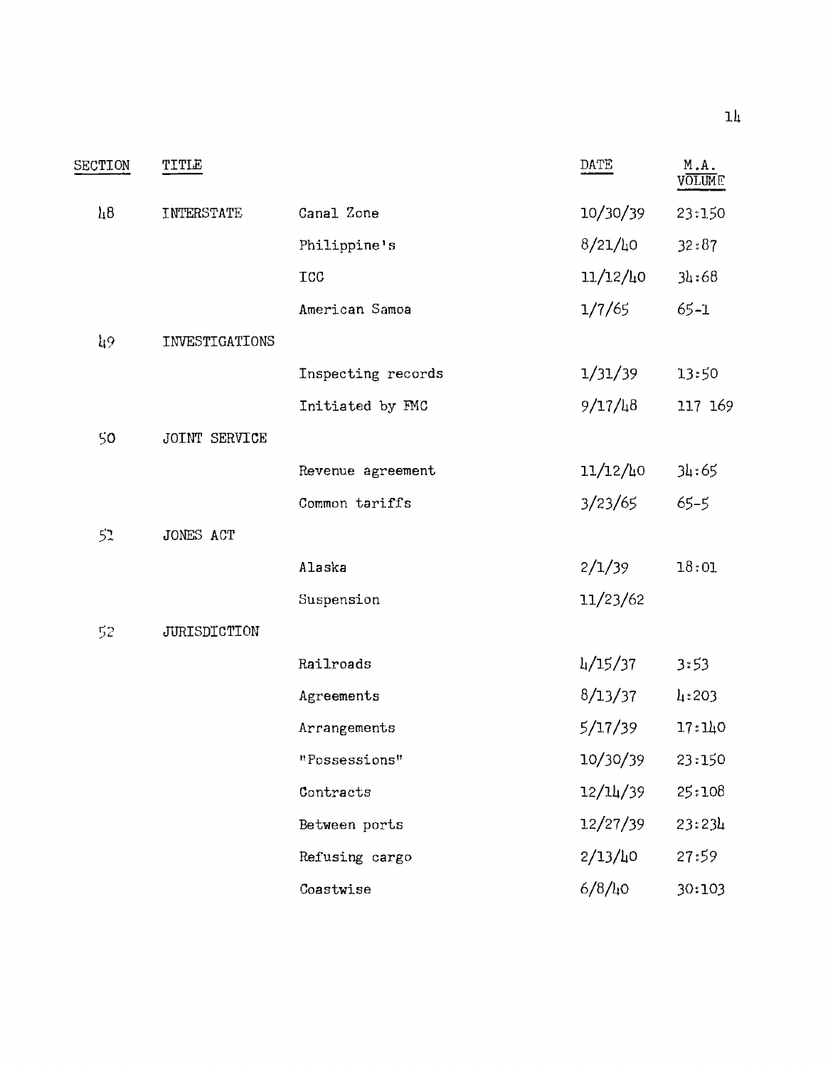| SECTION | TITLE | | DATE | M.A. VOLUME |
|---|---|---|---|---|
| 48 | INTERSTATE | Canal Zone | 10/30/39 | 23:150 |
| | | Philippine's | 8/21/40 | 32:87 |
| | | ICC | 11/12/40 | 34:68 |
| | | American Samoa | 1/7/65 | 65-1 |
| 49 | INVESTIGATIONS | | | |
| | | Inspecting records | 1/31/39 | 13:50 |
| | | Initiated by FMC | 9/17/48 | 117 169 |
| 50 | JOINT SERVICE | | | |
| | | Revenue agreement | 11/12/40 | 34:65 |
| | | Common tariffs | 3/23/65 | 65-5 |
| 51 | JONES ACT | | | |
| | | Alaska | 2/1/39 | 18:01 |
| | | Suspension | 11/23/62 | |
| 52 | JURISDICTION | | | |
| | | Railroads | 4/15/37 | 3:53 |
| | | Agreements | 8/13/37 | 4:203 |
| | | Arrangements | 5/17/39 | 17:140 |
| | | "Possessions" | 10/30/39 | 23:150 |
| | | Contracts | 12/14/39 | 25:108 |
| | | Between ports | 12/27/39 | 23:234 |
| | | Refusing cargo | 2/13/40 | 27:59 |
| | | Coastwise | 6/8/40 | 30:103 |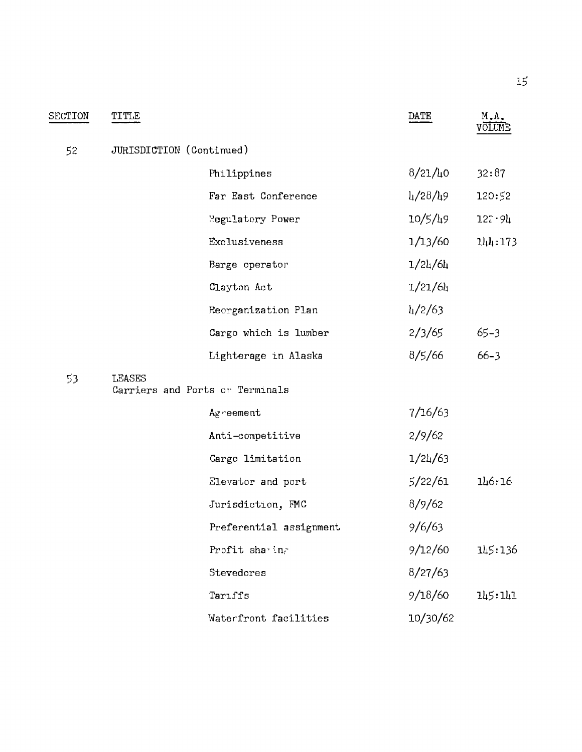| SECTION | TITLE | | DATE | M.A. VOLUME |
|---|---|---|---|---|
| 52 | JURISDICTION (Continued) | | | |
| | | Philippines | 8/21/40 | 32:87 |
| | | Far East Conference | 4/28/49 | 120:52 |
| | | Regulatory Power | 10/5/49 | 122:94 |
| | | Exclusiveness | 1/13/60 | 144:173 |
| | | Barge operator | 1/24/64 | |
| | | Clayton Act | 1/21/64 | |
| | | Reorganization Plan | 4/2/63 | |
| | | Cargo which is lumber | 2/3/65 | 65-3 |
| | | Lighterage in Alaska | 8/5/66 | 66-3 |
| 53 | LEASES<br>Carriers and Ports or Terminals | | | |
| | | Agreement | 7/16/63 | |
| | | Anti-competitive | 2/9/62 | |
| | | Cargo limitation | 1/24/63 | |
| | | Elevator and port | 5/22/61 | 146:16 |
| | | Jurisdiction, FMC | 8/9/62 | |
| | | Preferential assignment | 9/6/63 | |
| | | Profit sharing | 9/12/60 | 145:136 |
| | | Stevedores | 8/27/63 | |
| | | Tariffs | 9/18/60 | 145:141 |
| | | Waterfront facilities | 10/30/62 | |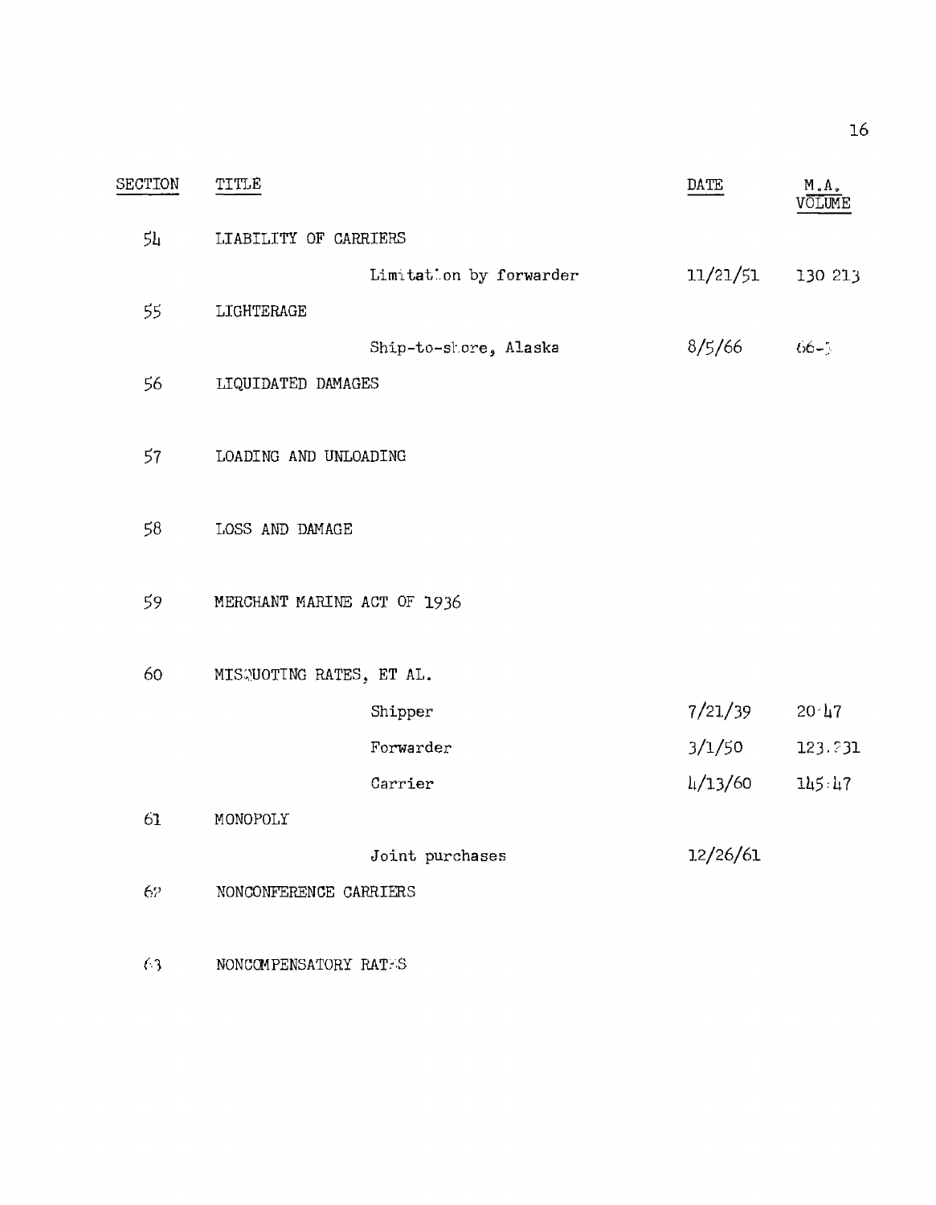| SECTION | TITLE | | DATE | M.A. VOLUME |
|---|---|---|---|---|
| 54 | LIABILITY OF CARRIERS | | | |
| | | Limitation by forwarder | 11/21/51 | 130 213 |
| 55 | LIGHTERAGE | | | |
| | | Ship-to-shore, Alaska | 8/5/66 | 66-3 |
| 56 | LIQUIDATED DAMAGES | | | |
| 57 | LOADING AND UNLOADING | | | |
| 58 | LOSS AND DAMAGE | | | |
| 59 | MERCHANT MARINE ACT OF 1936 | | | |
| 60 | MISQUOTING RATES, ET AL. | | | |
| | | Shipper | 7/21/39 | 20 47 |
| | | Forwarder | 3/1/50 | 123 231 |
| | | Carrier | 4/13/60 | 145 47 |
| 61 | MONOPOLY | | | |
| | | Joint purchases | 12/26/61 | |
| 62 | NONCONFERENCE CARRIERS | | | |
| 63 | NONCOMPENSATORY RATES | | | |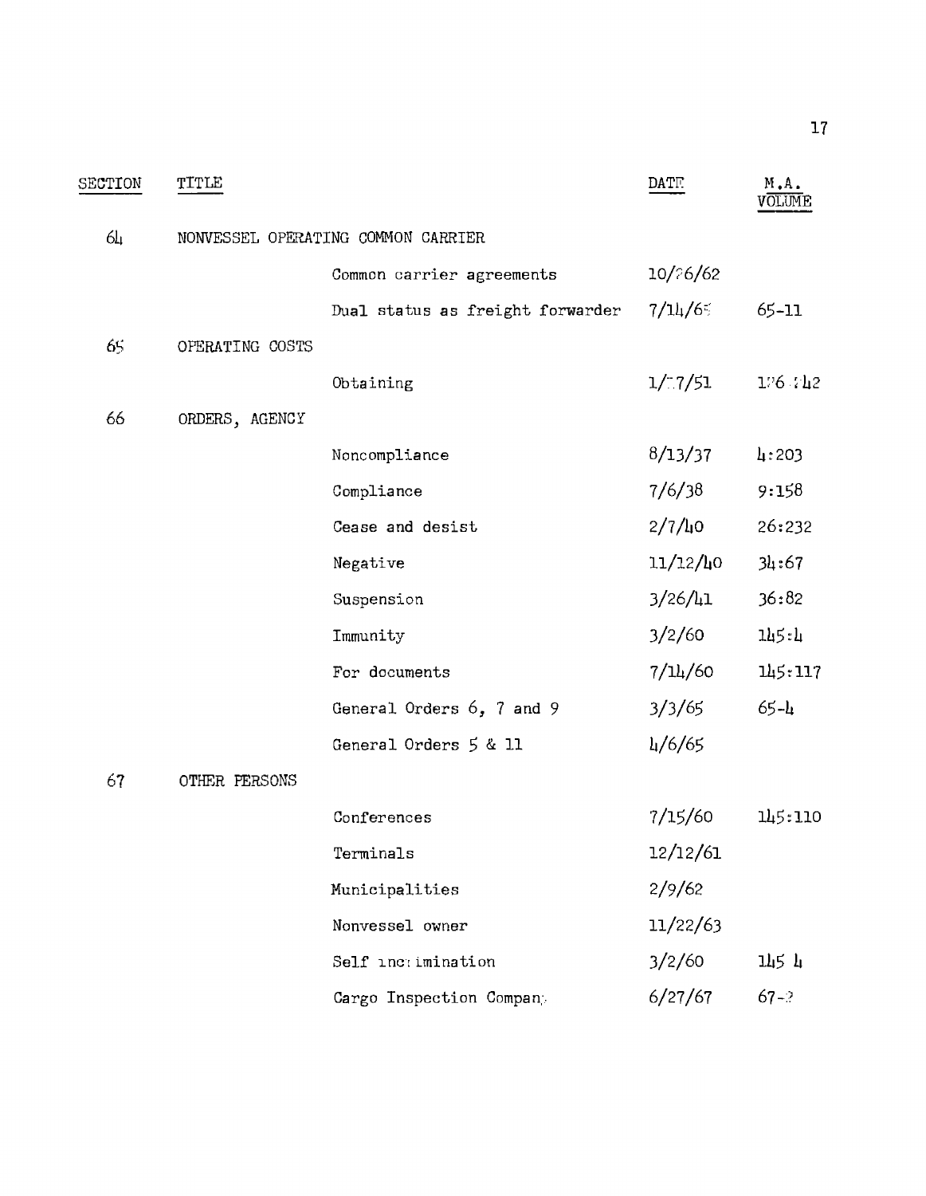| SECTION | TITLE | | DATE | M.A. VOLUME |
|---|---|---|---|---|
| 64 | NONVESSEL OPERATING COMMON CARRIER | | | |
| | | Common carrier agreements | 10/26/62 | |
| | | Dual status as freight forwarder | 7/14/65 | 65-11 |
| 65 | OPERATING COSTS | | | |
| | | Obtaining | 1/17/51 | 176:42 |
| 66 | ORDERS, AGENCY | | | |
| | | Noncompliance | 8/13/37 | 4:203 |
| | | Compliance | 7/6/38 | 9:158 |
| | | Cease and desist | 2/7/40 | 26:232 |
| | | Negative | 11/12/40 | 34:67 |
| | | Suspension | 3/26/41 | 36:82 |
| | | Immunity | 3/2/60 | 145:4 |
| | | For documents | 7/14/60 | 145:117 |
| | | General Orders 6, 7 and 9 | 3/3/65 | 65-4 |
| | | General Orders 5 & 11 | 4/6/65 | |
| 67 | OTHER PERSONS | | | |
| | | Conferences | 7/15/60 | 145:110 |
| | | Terminals | 12/12/61 | |
| | | Municipalities | 2/9/62 | |
| | | Nonvessel owner | 11/22/63 | |
| | | Self incrimination | 3/2/60 | 145 4 |
| | | Cargo Inspection Company | 6/27/67 | 67-? |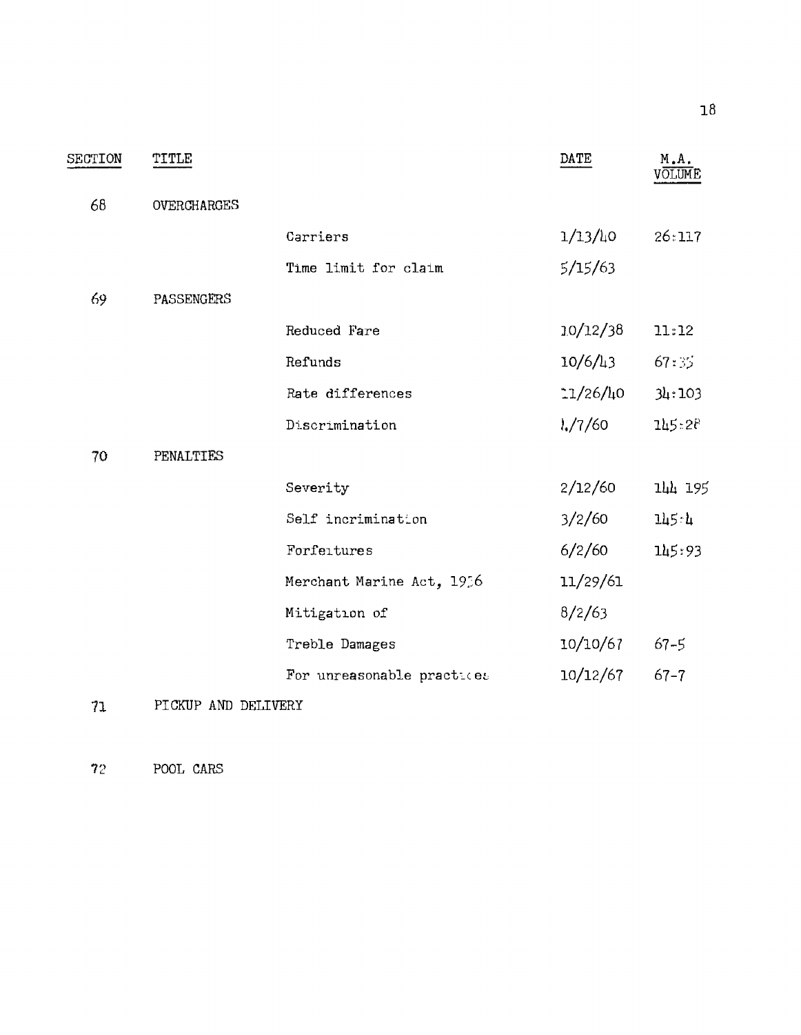| SECTION | TITLE | | DATE | M.A. VOLUME |
|---|---|---|---|---|
| 68 | OVERCHARGES | | | |
| | | Carriers | 1/13/40 | 26:117 |
| | | Time limit for claim | 5/15/63 | |
| 69 | PASSENGERS | | | |
| | | Reduced Fare | 10/12/38 | 11:12 |
| | | Refunds | 10/6/43 | 67:35 |
| | | Rate differences | 11/26/40 | 34:103 |
| | | Discrimination | 1/7/60 | 145:28 |
| 70 | PENALTIES | | | |
| | | Severity | 2/12/60 | 144 195 |
| | | Self incrimination | 3/2/60 | 145:4 |
| | | Forfeitures | 6/2/60 | 145:93 |
| | | Merchant Marine Act, 1936 | 11/29/61 | |
| | | Mitigation of | 8/2/63 | |
| | | Treble Damages | 10/10/67 | 67-5 |
| | | For unreasonable practices | 10/12/67 | 67-7 |
| 71 | PICKUP AND DELIVERY | | | |
| 72 | POOL CARS | | | |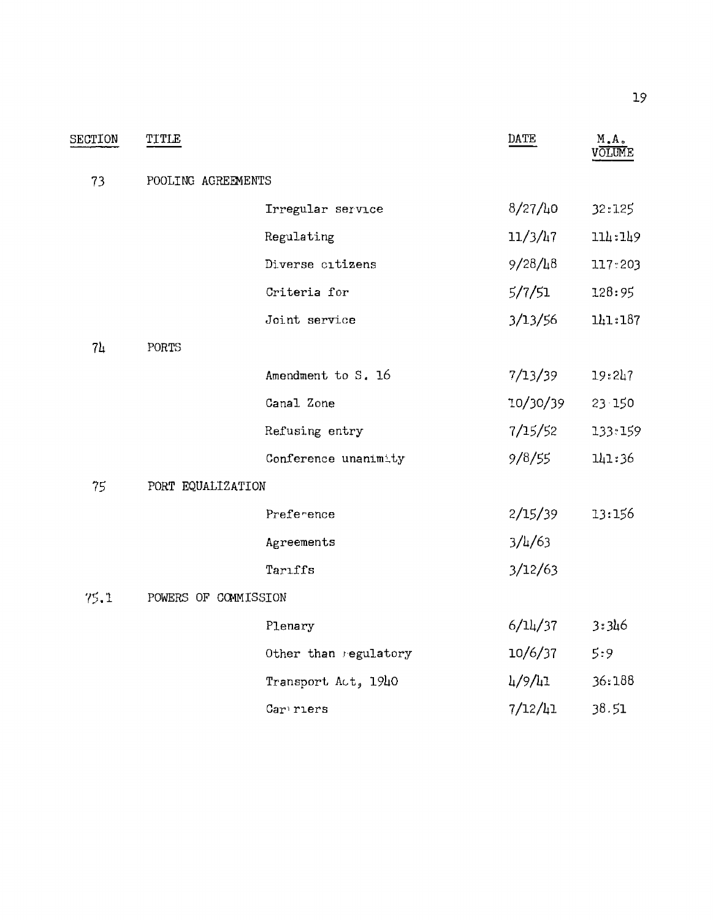| SECTION | TITLE | | DATE | M.A. VOLUME |
|---|---|---|---|---|
| 73 | POOLING AGREEMENTS | | | |
| | | Irregular service | 8/27/40 | 32:125 |
| | | Regulating | 11/3/47 | 114:149 |
| | | Diverse citizens | 9/28/48 | 117:203 |
| | | Criteria for | 5/7/51 | 128:95 |
| | | Joint service | 3/13/56 | 141:187 |
| 74 | PORTS | | | |
| | | Amendment to S. 16 | 7/13/39 | 19:247 |
| | | Canal Zone | 10/30/39 | 23:150 |
| | | Refusing entry | 7/15/52 | 133:159 |
| | | Conference unanimity | 9/8/55 | 141:36 |
| 75 | PORT EQUALIZATION | | | |
| | | Preference | 2/15/39 | 13:156 |
| | | Agreements | 3/4/63 | |
| | | Tariffs | 3/12/63 | |
| 75.1 | POWERS OF COMMISSION | | | |
| | | Plenary | 6/14/37 | 3:346 |
| | | Other than regulatory | 10/6/37 | 5:9 |
| | | Transport Act, 1940 | 4/9/41 | 36:188 |
| | | Carriers | 7/12/41 | 38:51 |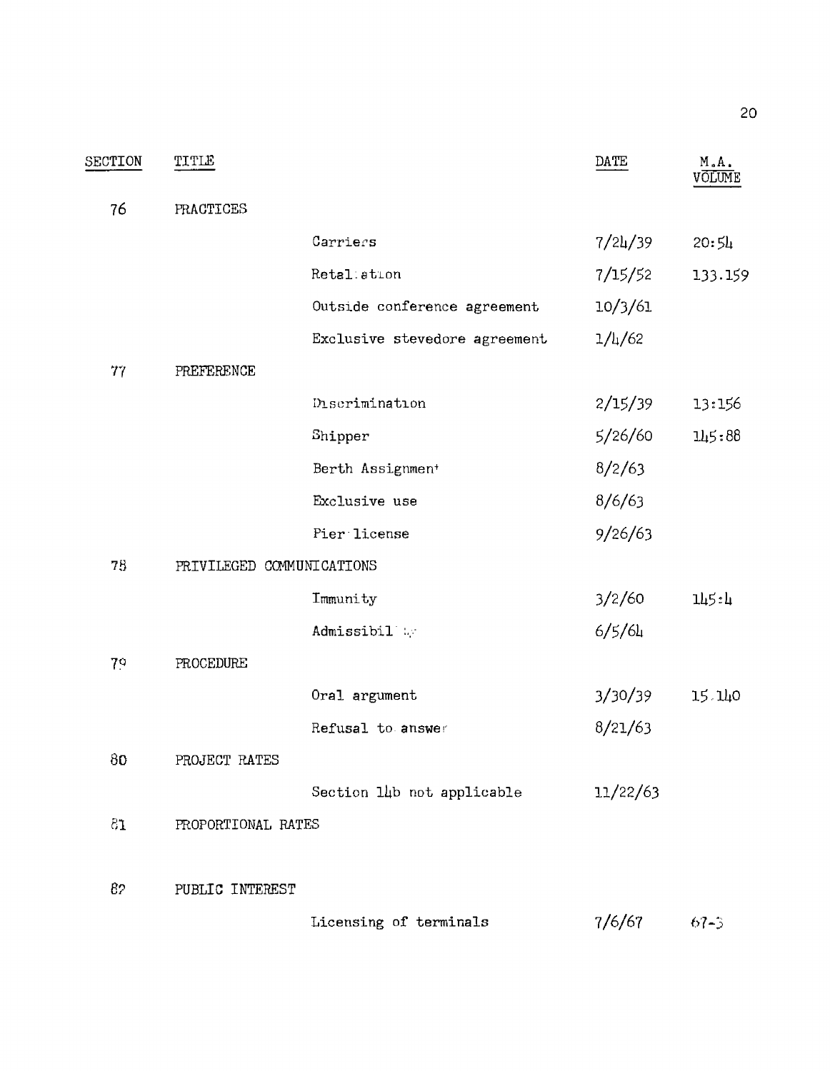| SECTION | TITLE | | DATE | M.A. VOLUME |
|---|---|---|---|---|
| 76 | PRACTICES | | | |
| | | Carriers | 7/24/39 | 20:54 |
| | | Retaliation | 7/15/52 | 133.159 |
| | | Outside conference agreement | 10/3/61 | |
| | | Exclusive stevedore agreement | 1/4/62 | |
| 77 | PREFERENCE | | | |
| | | Discrimination | 2/15/39 | 13:156 |
| | | Shipper | 5/26/60 | 145:88 |
| | | Berth Assignment | 8/2/63 | |
| | | Exclusive use | 8/6/63 | |
| | | Pier license | 9/26/63 | |
| 78 | PRIVILEGED COMMUNICATIONS | | | |
| | | Immunity | 3/2/60 | 145:4 |
| | | Admissibility | 6/5/64 | |
| 79 | PROCEDURE | | | |
| | | Oral argument | 3/30/39 | 15:140 |
| | | Refusal to answer | 8/21/63 | |
| 80 | PROJECT RATES | | | |
| | | Section 14b not applicable | 11/22/63 | |
| 81 | PROPORTIONAL RATES | | | |
| 82 | PUBLIC INTEREST | | | |
| | | Licensing of terminals | 7/6/67 | 67-3 |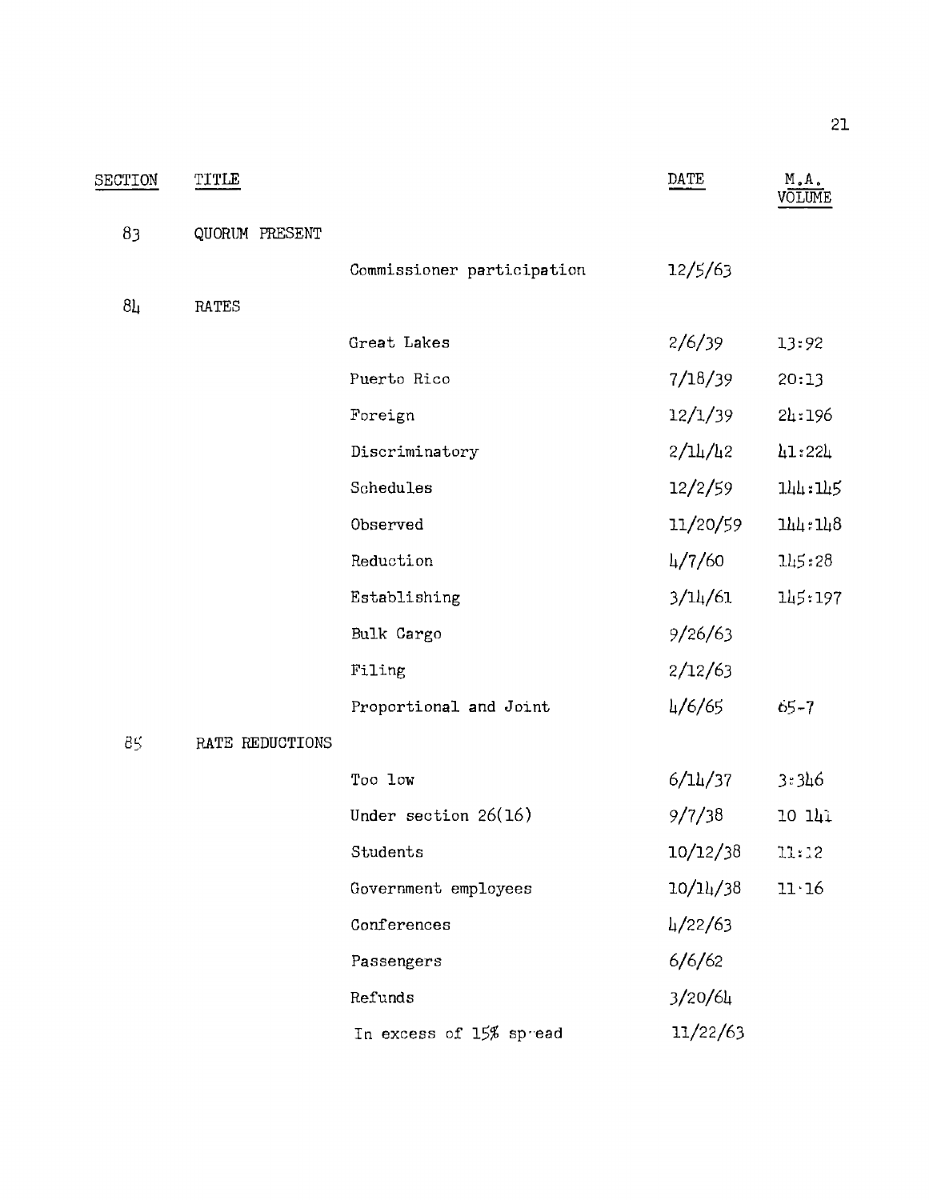| SECTION | TITLE | | DATE | M.A. VOLUME |
|---|---|---|---|---|
| 83 | QUORUM PRESENT | | | |
| | | Commissioner participation | 12/5/63 | |
| 84 | RATES | | | |
| | | Great Lakes | 2/6/39 | 13:92 |
| | | Puerto Rico | 7/18/39 | 20:13 |
| | | Foreign | 12/1/39 | 24:196 |
| | | Discriminatory | 2/14/42 | 41:224 |
| | | Schedules | 12/2/59 | 144:145 |
| | | Observed | 11/20/59 | 144:148 |
| | | Reduction | 4/7/60 | 145:28 |
| | | Establishing | 3/14/61 | 145:197 |
| | | Bulk Cargo | 9/26/63 | |
| | | Filing | 2/12/63 | |
| | | Proportional and Joint | 4/6/65 | 65-7 |
| 85 | RATE REDUCTIONS | | | |
| | | Too low | 6/14/37 | 3:346 |
| | | Under section 26(16) | 9/7/38 | 10 141 |
| | | Students | 10/12/38 | 11:12 |
| | | Government employees | 10/14/38 | 11:16 |
| | | Conferences | 4/22/63 | |
| | | Passengers | 6/6/62 | |
| | | Refunds | 3/20/64 | |
| | | In excess of 15% spread | 11/22/63 | |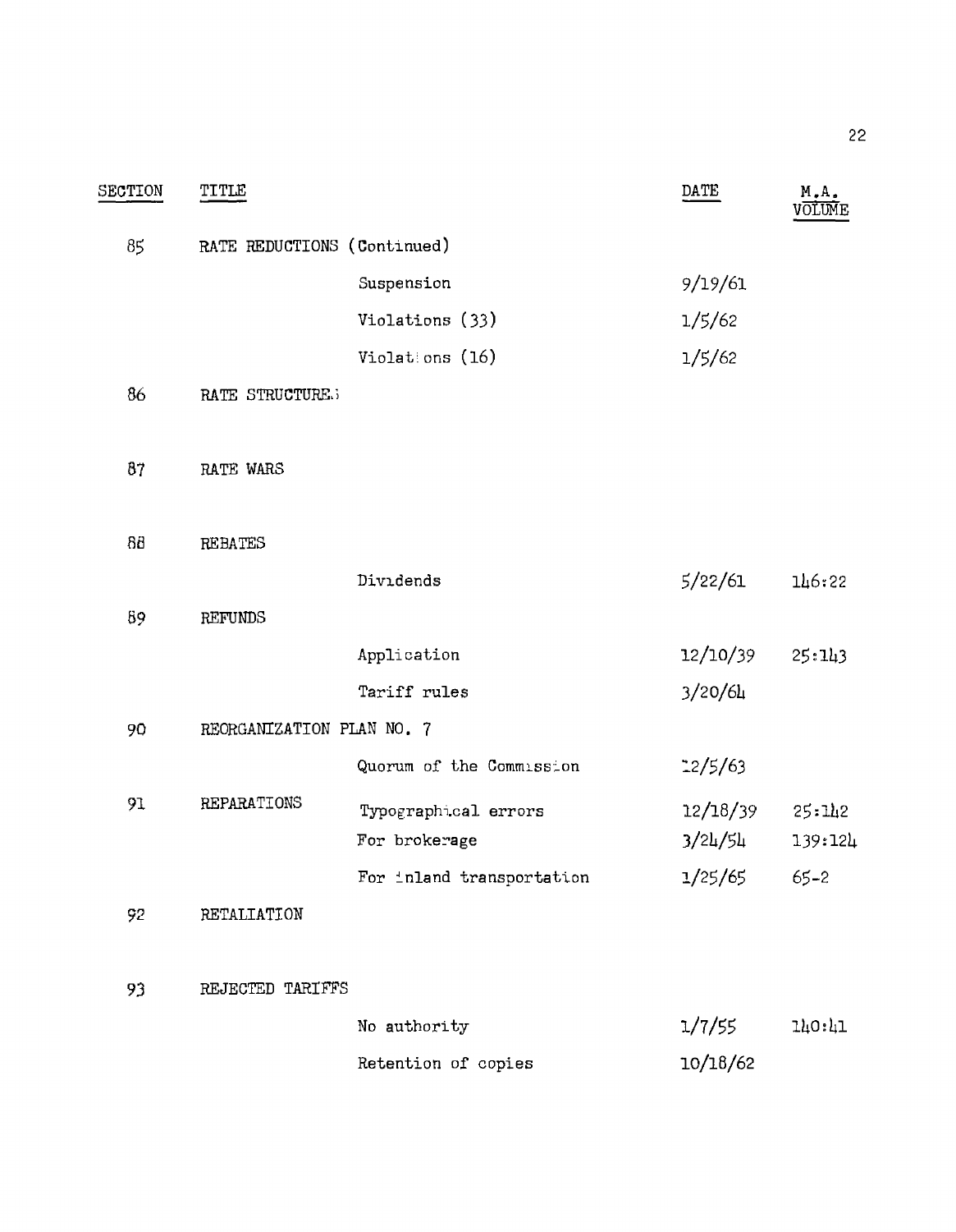| SECTION | TITLE | | DATE | M.A. VOLUME |
|---|---|---|---|---|
| 85 | RATE REDUCTIONS (Continued) | | | |
| | | Suspension | 9/19/61 | |
| | | Violations (33) | 1/5/62 | |
| | | Violations (16) | 1/5/62 | |
| 86 | RATE STRUCTURES | | | |
| 87 | RATE WARS | | | |
| 88 | REBATES | | | |
| | | Dividends | 5/22/61 | 146:22 |
| 89 | REFUNDS | | | |
| | | Application | 12/10/39 | 25:143 |
| | | Tariff rules | 3/20/64 | |
| 90 | REORGANIZATION PLAN NO. 7 | | | |
| | | Quorum of the Commission | 12/5/63 | |
| 91 | REPARATIONS | Typographical errors | 12/18/39 | 25:142 |
| | | For brokerage | 3/24/54 | 139:124 |
| | | For inland transportation | 1/25/65 | 65-2 |
| 92 | RETALIATION | | | |
| 93 | REJECTED TARIFFS | | | |
| | | No authority | 1/7/55 | 140:41 |
| | | Retention of copies | 10/18/62 | |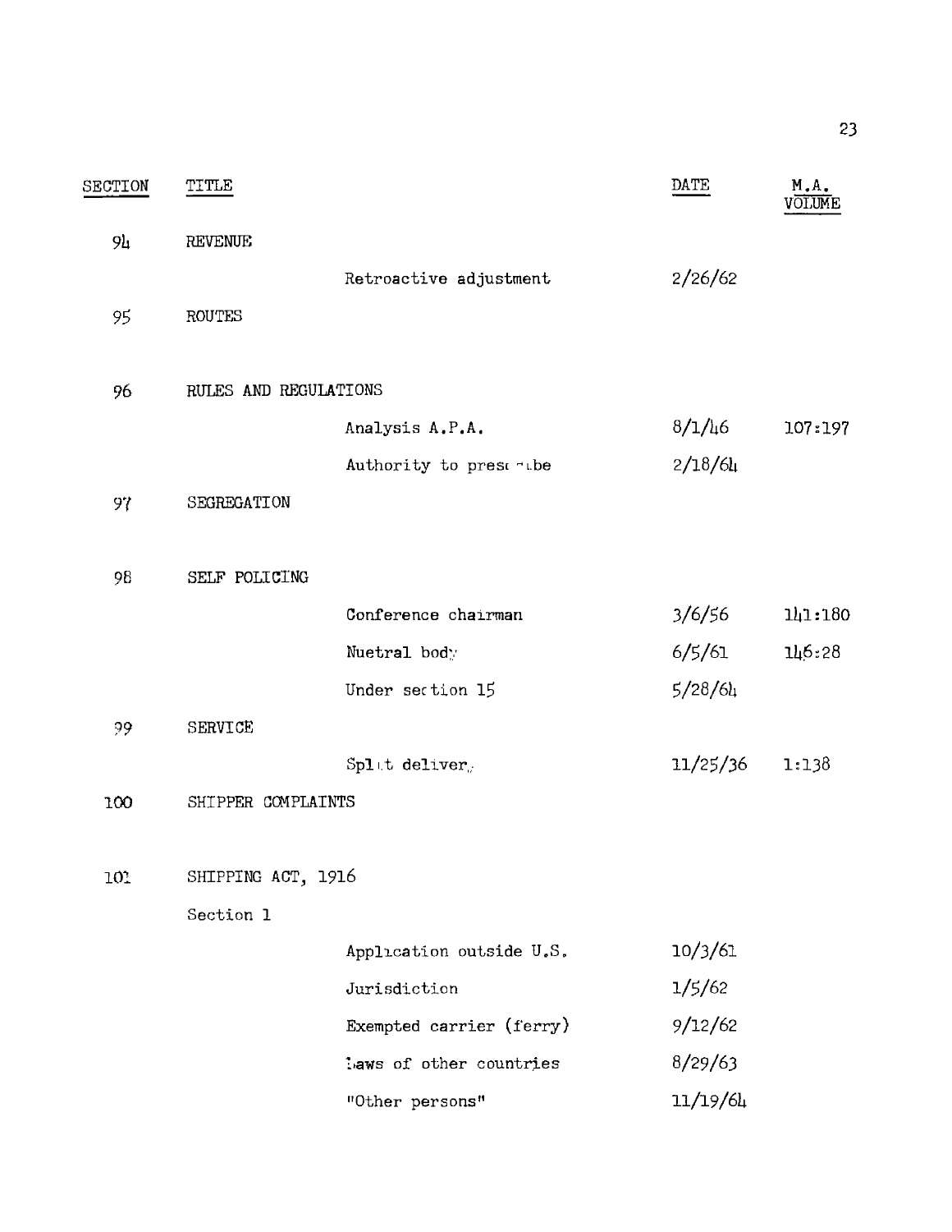| SECTION | TITLE | | DATE | M.A. VOLUME |
|---|---|---|---|---|
| 94 | REVENUE | | | |
| | | Retroactive adjustment | 2/26/62 | |
| 95 | ROUTES | | | |
| 96 | RULES AND REGULATIONS | | | |
| | | Analysis A.P.A. | 8/1/46 | 107:197 |
| | | Authority to prescribe | 2/18/64 | |
| 97 | SEGREGATION | | | |
| 98 | SELF POLICING | | | |
| | | Conference chairman | 3/6/56 | 141:180 |
| | | Nuetral body | 6/5/61 | 146:28 |
| | | Under section 15 | 5/28/64 | |
| 99 | SERVICE | | | |
| | | Split delivery | 11/25/36 | 1:138 |
| 100 | SHIPPER COMPLAINTS | | | |
| 101 | SHIPPING ACT, 1916 | | | |
| | Section 1 | | | |
| | | Application outside U.S. | 10/3/61 | |
| | | Jurisdiction | 1/5/62 | |
| | | Exempted carrier (ferry) | 9/12/62 | |
| | | Laws of other countries | 8/29/63 | |
| | | "Other persons" | 11/19/64 | |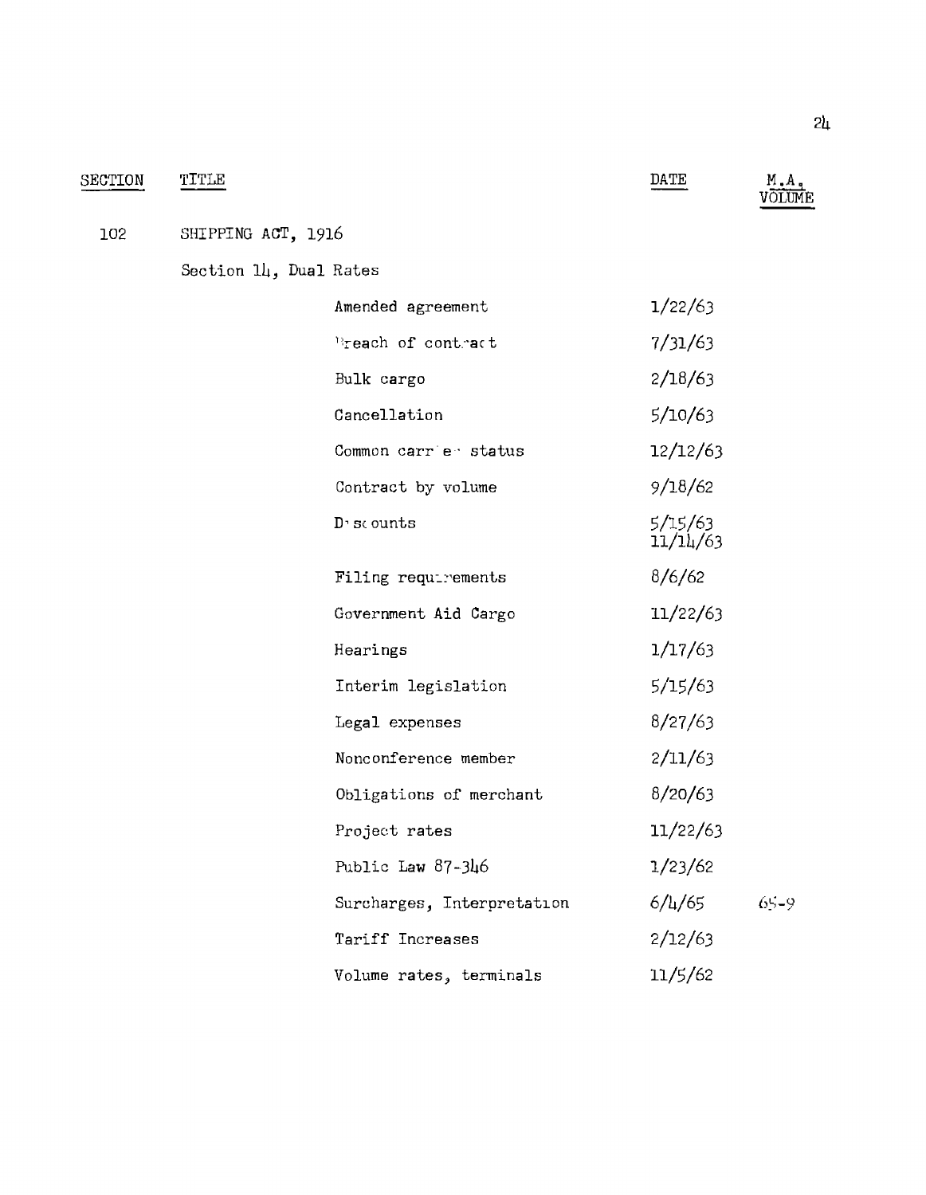| SECTION | TITLE | | DATE | M.A. VOLUME |
|---|---|---|---|---|
| 102 | SHIPPING ACT, 1916 | | | |
| | Section 14, Dual Rates | | | |
| | | Amended agreement | 1/22/63 | |
| | | Breach of contract | 7/31/63 | |
| | | Bulk cargo | 2/18/63 | |
| | | Cancellation | 5/10/63 | |
| | | Common carrier status | 12/12/63 | |
| | | Contract by volume | 9/18/62 | |
| | | Discounts | 5/15/63<br>11/14/63 | |
| | | Filing requirements | 8/6/62 | |
| | | Government Aid Cargo | 11/22/63 | |
| | | Hearings | 1/17/63 | |
| | | Interim legislation | 5/15/63 | |
| | | Legal expenses | 8/27/63 | |
| | | Nonconference member | 2/11/63 | |
| | | Obligations of merchant | 8/20/63 | |
| | | Project rates | 11/22/63 | |
| | | Public Law 87-346 | 1/23/62 | |
| | | Surcharges, Interpretation | 6/4/65 | 65-9 |
| | | Tariff Increases | 2/12/63 | |
| | | Volume rates, terminals | 11/5/62 | |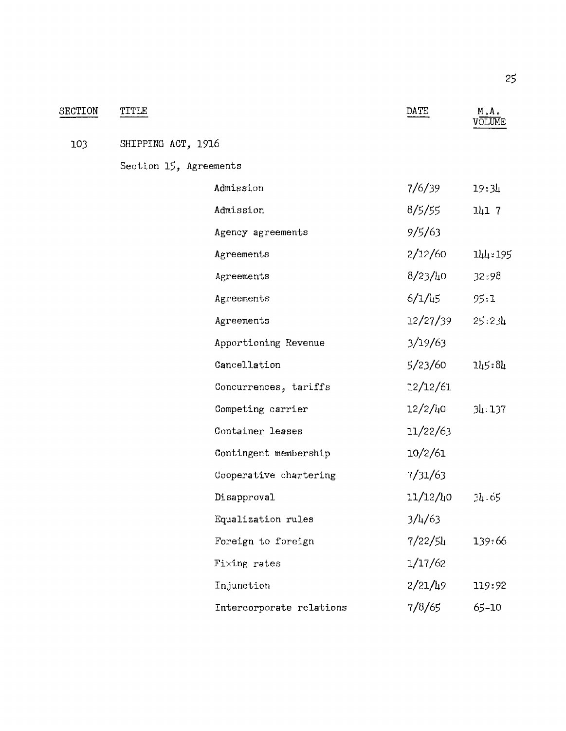| SECTION | TITLE | DATE | M.A. VOLUME |
|---|---|---|---|
| 103 | SHIPPING ACT, 1916 | | |
| | Section 15, Agreements | | |
| | Admission | 7/6/39 | 19:34 |
| | Admission | 8/5/55 | 141 7 |
| | Agency agreements | 9/5/63 | |
| | Agreements | 2/12/60 | 144:195 |
| | Agreements | 8/23/40 | 32:98 |
| | Agreements | 6/1/45 | 95:1 |
| | Agreements | 12/27/39 | 25:234 |
| | Apportioning Revenue | 3/19/63 | |
| | Cancellation | 5/23/60 | 145:84 |
| | Concurrences, tariffs | 12/12/61 | |
| | Competing carrier | 12/2/40 | 34:137 |
| | Container leases | 11/22/63 | |
| | Contingent membership | 10/2/61 | |
| | Cooperative chartering | 7/31/63 | |
| | Disapproval | 11/12/40 | 34:65 |
| | Equalization rules | 3/4/63 | |
| | Foreign to foreign | 7/22/54 | 139:66 |
| | Fixing rates | 1/17/62 | |
| | Injunction | 2/21/49 | 119:92 |
| | Intercorporate relations | 7/8/65 | 65-10 |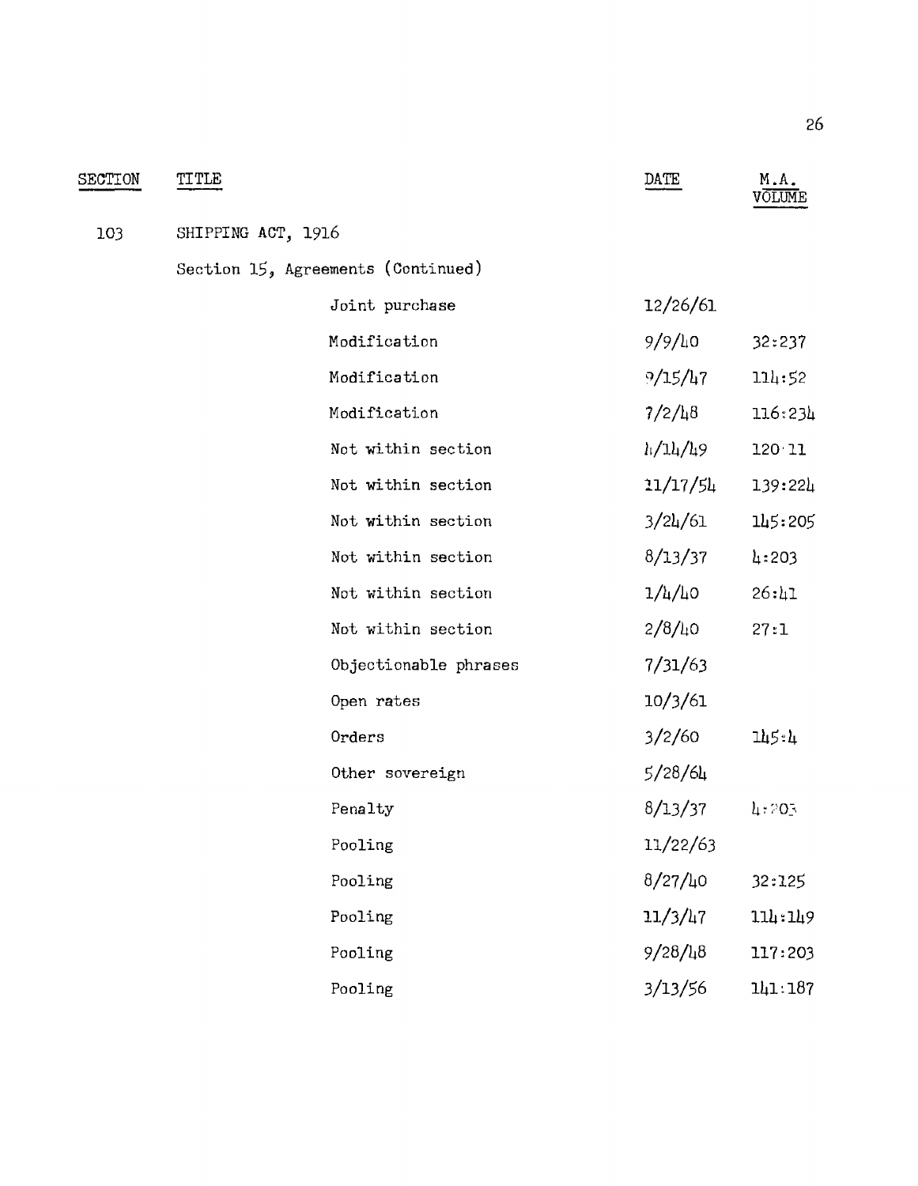| SECTION | TITLE | | DATE | M.A. VOLUME |
|---|---|---|---|---|
| 103 | SHIPPING ACT, 1916 | | | |
| | Section 15, Agreements (Continued) | | | |
| | | Joint purchase | 12/26/61 | |
| | | Modification | 9/9/40 | 32:237 |
| | | Modification | 9/15/47 | 114:52 |
| | | Modification | 7/2/48 | 116:234 |
| | | Not within section | 4/14/49 | 120:11 |
| | | Not within section | 11/17/54 | 139:224 |
| | | Not within section | 3/24/61 | 145:205 |
| | | Not within section | 8/13/37 | 4:203 |
| | | Not within section | 1/4/40 | 26:41 |
| | | Not within section | 2/8/40 | 27:1 |
| | | Objectionable phrases | 7/31/63 | |
| | | Open rates | 10/3/61 | |
| | | Orders | 3/2/60 | 145:4 |
| | | Other sovereign | 5/28/64 | |
| | | Penalty | 8/13/37 | 4:203 |
| | | Pooling | 11/22/63 | |
| | | Pooling | 8/27/40 | 32:125 |
| | | Pooling | 11/3/47 | 114:149 |
| | | Pooling | 9/28/48 | 117:203 |
| | | Pooling | 3/13/56 | 141:187 |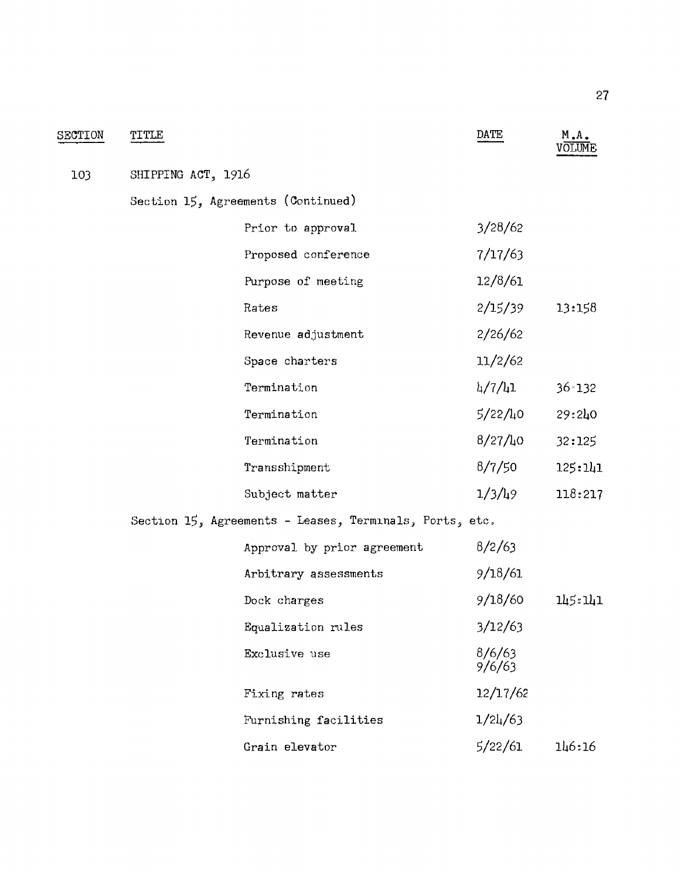| SECTION | TITLE | DATE | M.A. VOLUME |
|---|---|---|---|
| 103 | SHIPPING ACT, 1916 | | |
| | Section 15, Agreements (Continued) | | |
| | Prior to approval | 3/28/62 | |
| | Proposed conference | 7/17/63 | |
| | Purpose of meeting | 12/8/61 | |
| | Rates | 2/15/39 | 13:158 |
| | Revenue adjustment | 2/26/62 | |
| | Space charters | 11/2/62 | |
| | Termination | 4/7/41 | 36:132 |
| | Termination | 5/22/40 | 29:240 |
| | Termination | 8/27/40 | 32:125 |
| | Transshipment | 8/7/50 | 125:141 |
| | Subject matter | 1/3/49 | 118:217 |
| | Section 15, Agreements - Leases, Terminals, Ports, etc. | | |
| | Approval by prior agreement | 8/2/63 | |
| | Arbitrary assessments | 9/18/61 | |
| | Dock charges | 9/18/60 | 145:141 |
| | Equalization rules | 3/12/63 | |
| | Exclusive use | 8/6/63<br>9/6/63 | |
| | Fixing rates | 12/17/62 | |
| | Furnishing facilities | 1/24/63 | |
| | Grain elevator | 5/22/61 | 146:16 |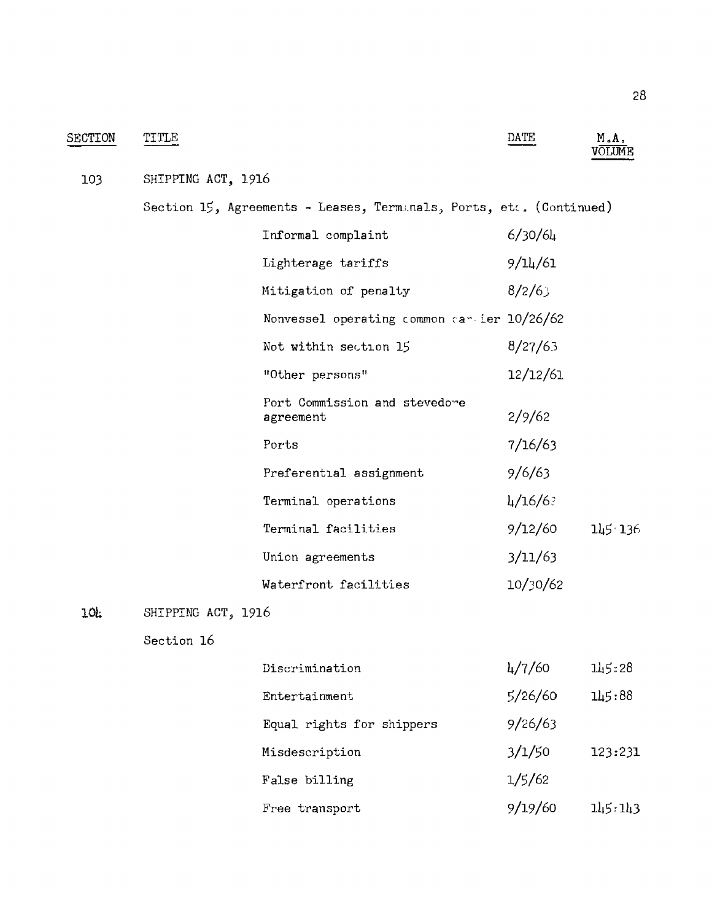| SECTION | TITLE | | DATE | M.A. VOLUME |
|---|---|---|---|---|
| 103 | SHIPPING ACT, 1916 | | | |
| | Section 15, Agreements - Leases, Terminals, Ports, etc. (Continued) | | | |
| | | Informal complaint | 6/30/64 | |
| | | Lighterage tariffs | 9/14/61 | |
| | | Mitigation of penalty | 8/2/63 | |
| | | Nonvessel operating common carrier | 10/26/62 | |
| | | Not within section 15 | 8/27/63 | |
| | | "Other persons" | 12/12/61 | |
| | | Port Commission and stevedore agreement | 2/9/62 | |
| | | Ports | 7/16/63 | |
| | | Preferential assignment | 9/6/63 | |
| | | Terminal operations | 4/16/63 | |
| | | Terminal facilities | 9/12/60 | 145:136 |
| | | Union agreements | 3/11/63 | |
| | | Waterfront facilities | 10/30/62 | |
| 104 | SHIPPING ACT, 1916 | | | |
| | Section 16 | | | |
| | | Discrimination | 4/7/60 | 145:28 |
| | | Entertainment | 5/26/60 | 145:88 |
| | | Equal rights for shippers | 9/26/63 | |
| | | Misdescription | 3/1/50 | 123:231 |
| | | False billing | 1/5/62 | |
| | | Free transport | 9/19/60 | 145:143 |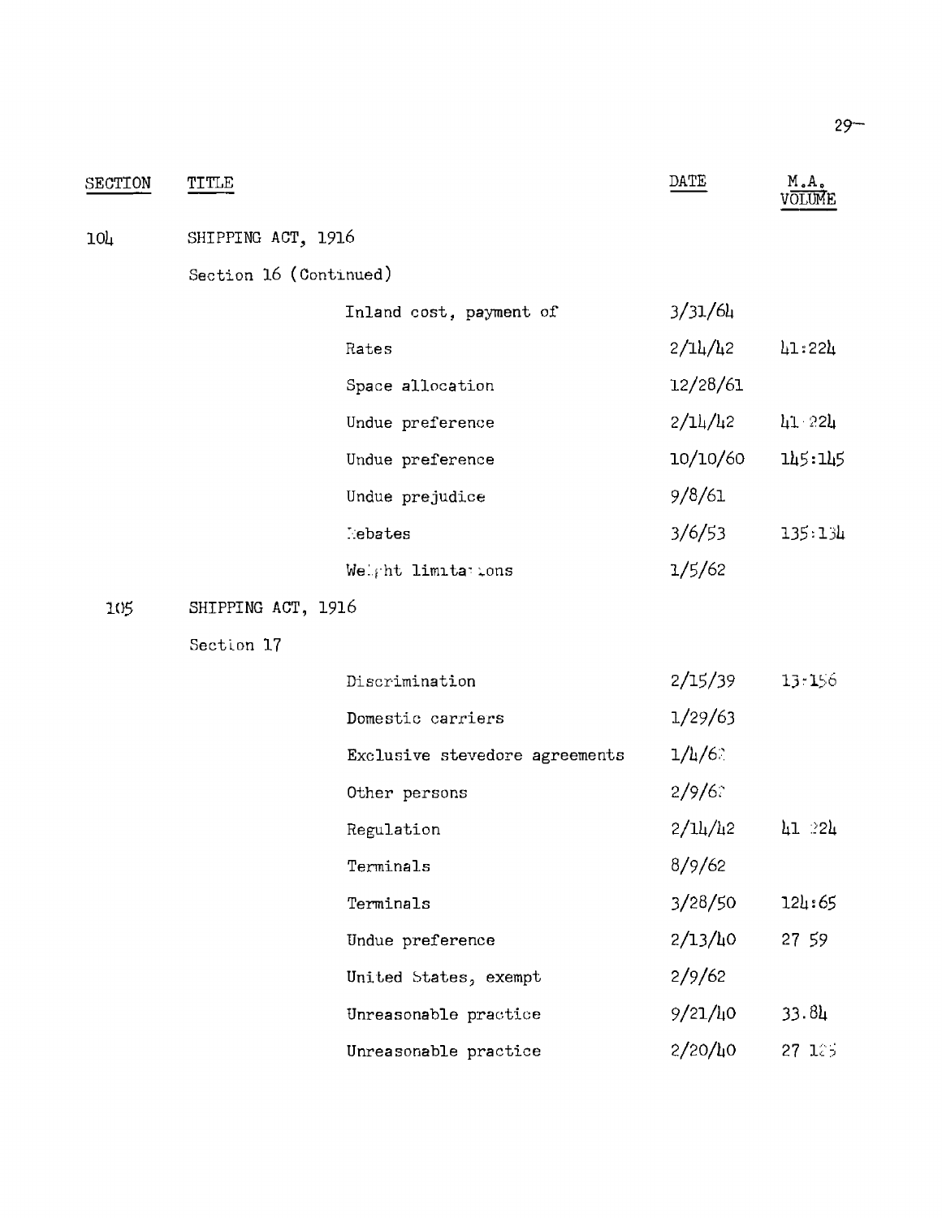| SECTION | TITLE | | DATE | M.A. VOLUME |
|---|---|---|---|---|
| 104 | SHIPPING ACT, 1916 | | | |
| | Section 16 (Continued) | | | |
| | | Inland cost, payment of | 3/31/64 | |
| | | Rates | 2/14/42 | 41:224 |
| | | Space allocation | 12/28/61 | |
| | | Undue preference | 2/14/42 | 41:224 |
| | | Undue preference | 10/10/60 | 145:145 |
| | | Undue prejudice | 9/8/61 | |
| | | Rebates | 3/6/53 | 135:134 |
| | | Weight limitations | 1/5/62 | |
| 105 | SHIPPING ACT, 1916 | | | |
| | Section 17 | | | |
| | | Discrimination | 2/15/39 | 13:156 |
| | | Domestic carriers | 1/29/63 | |
| | | Exclusive stevedore agreements | 1/4/62 | |
| | | Other persons | 2/9/62 | |
| | | Regulation | 2/14/42 | 41:224 |
| | | Terminals | 8/9/62 | |
| | | Terminals | 3/28/50 | 124:65 |
| | | Undue preference | 2/13/40 | 27:59 |
| | | United States, exempt | 2/9/62 | |
| | | Unreasonable practice | 9/21/40 | 33:84 |
| | | Unreasonable practice | 2/20/40 | 27:125 |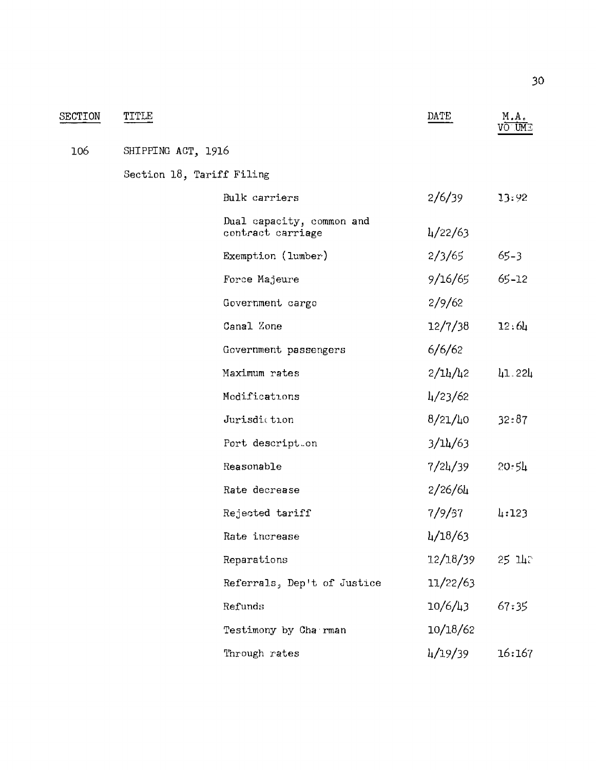| SECTION | TITLE | | DATE | M.A. VOLUME |
|---|---|---|---|---|
| 106 | SHIPPING ACT, 1916 | | | |
| | Section 18, Tariff Filing | | | |
| | | Bulk carriers | 2/6/39 | 13:92 |
| | | Dual capacity, common and contract carriage | 4/22/63 | |
| | | Exemption (lumber) | 2/3/65 | 65-3 |
| | | Force Majeure | 9/16/65 | 65-12 |
| | | Government cargo | 2/9/62 | |
| | | Canal Zone | 12/7/38 | 12:64 |
| | | Government passengers | 6/6/62 | |
| | | Maximum rates | 2/14/42 | 41.224 |
| | | Modifications | 4/23/62 | |
| | | Jurisdiction | 8/21/40 | 32:87 |
| | | Port description | 3/14/63 | |
| | | Reasonable | 7/24/39 | 20:54 |
| | | Rate decrease | 2/26/64 | |
| | | Rejected tariff | 7/9/37 | 4:123 |
| | | Rate increase | 4/18/63 | |
| | | Reparations | 12/18/39 | 25 142 |
| | | Referrals, Dep't of Justice | 11/22/63 | |
| | | Refunds | 10/6/43 | 67:35 |
| | | Testimony by Chairman | 10/18/62 | |
| | | Through rates | 4/19/39 | 16:167 |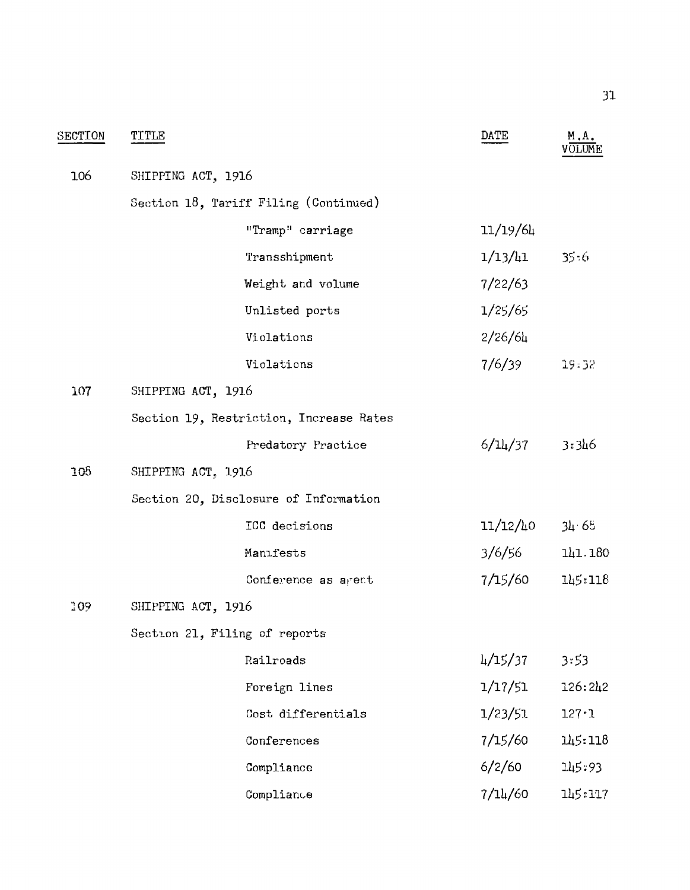| SECTION | TITLE | DATE | M.A. VOLUME |
|---|---|---|---|
| 106 | SHIPPING ACT, 1916 | | |
| | Section 18, Tariff Filing (Continued) | | |
| | "Tramp" carriage | 11/19/64 | |
| | Transshipment | 1/13/41 | 35:6 |
| | Weight and volume | 7/22/63 | |
| | Unlisted ports | 1/25/65 | |
| | Violations | 2/26/64 | |
| | Violations | 7/6/39 | 19:32 |
| 107 | SHIPPING ACT, 1916 | | |
| | Section 19, Restriction, Increase Rates | | |
| | Predatory Practice | 6/14/37 | 3:346 |
| 108 | SHIPPING ACT, 1916 | | |
| | Section 20, Disclosure of Information | | |
| | ICC decisions | 11/12/40 | 34:65 |
| | Manifests | 3/6/56 | 141.180 |
| | Conference as agent | 7/15/60 | 145:118 |
| 109 | SHIPPING ACT, 1916 | | |
| | Section 21, Filing of reports | | |
| | Railroads | 4/15/37 | 3:53 |
| | Foreign lines | 1/17/51 | 126:242 |
| | Cost differentials | 1/23/51 | 127:1 |
| | Conferences | 7/15/60 | 145:118 |
| | Compliance | 6/2/60 | 145:93 |
| | Compliance | 7/14/60 | 145:117 |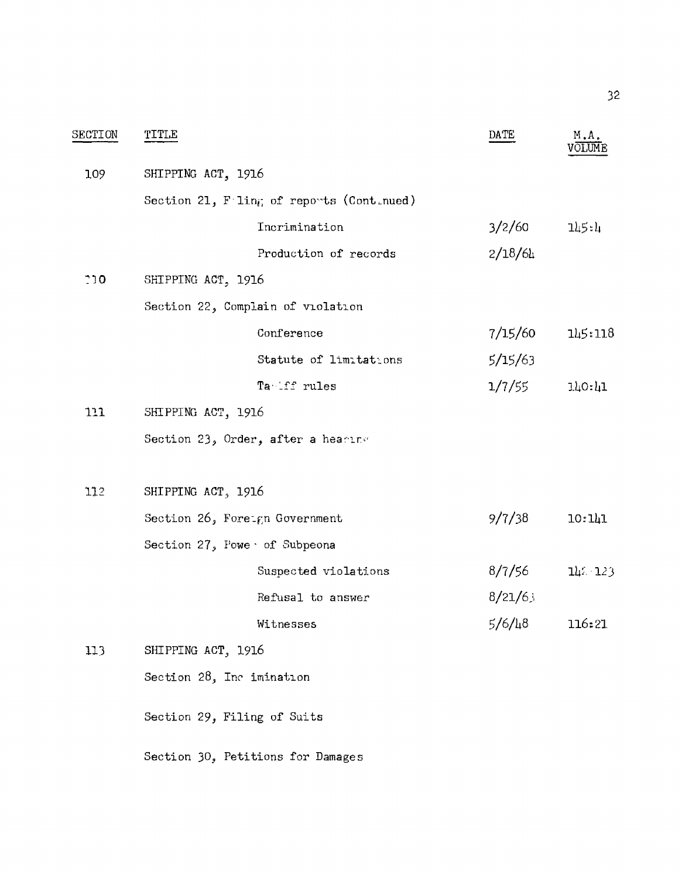| SECTION | TITLE | DATE | M.A. VOLUME |
|---|---|---|---|
| 109 | SHIPPING ACT, 1916 | | |
| | Section 21, Filing of reports (Continued) | | |
| | Incrimination | 3/2/60 | 145:4 |
| | Production of records | 2/18/64 | |
| 110 | SHIPPING ACT, 1916 | | |
| | Section 22, Complain of violation | | |
| | Conference | 7/15/60 | 145:118 |
| | Statute of limitations | 5/15/63 | |
| | Tariff rules | 1/7/55 | 140:41 |
| 111 | SHIPPING ACT, 1916 | | |
| | Section 23, Order, after a hearing | | |
| 112 | SHIPPING ACT, 1916 | | |
| | Section 26, Foreign Government | 9/7/38 | 10:141 |
| | Section 27, Power of Subpeona | | |
| | Suspected violations | 8/7/56 | 142:123 |
| | Refusal to answer | 8/21/63 | |
| | Witnesses | 5/6/48 | 116:21 |
| 113 | SHIPPING ACT, 1916 | | |
| | Section 28, Incrimination | | |
| | Section 29, Filing of Suits | | |
| | Section 30, Petitions for Damages | | |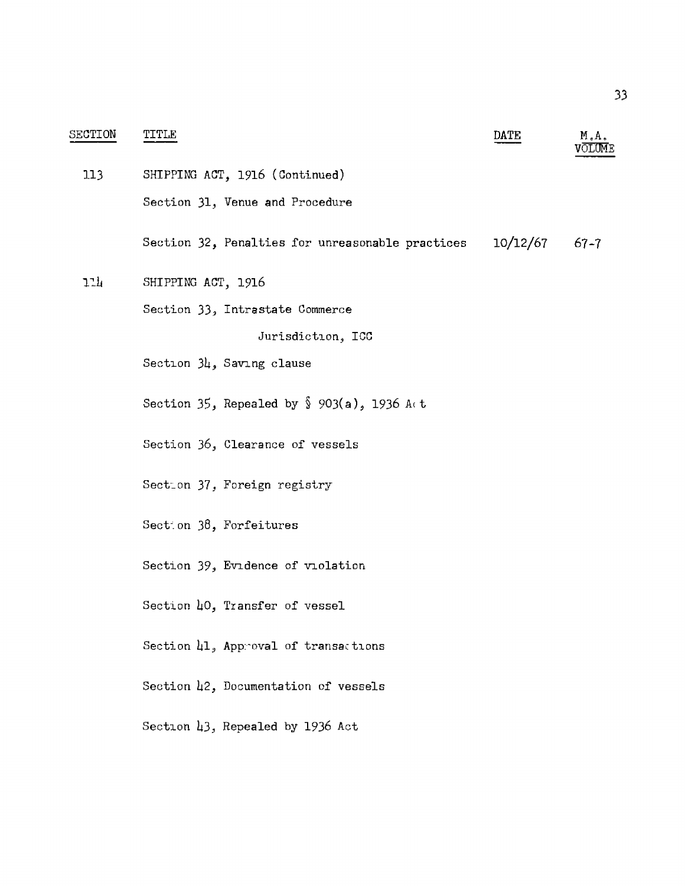| SECTION | TITLE | DATE | M.A. VOLUME |
|---|---|---|---|
| 113 | SHIPPING ACT, 1916 (Continued) | | |
| | Section 31, Venue and Procedure | | |
| | Section 32, Penalties for unreasonable practices | 10/12/67 | 67-7 |
| 114 | SHIPPING ACT, 1916 | | |
| | Section 33, Intrastate Commerce Jurisdiction, ICC | | |
| | Section 34, Saving clause | | |
| | Section 35, Repealed by § 903(a), 1936 Act | | |
| | Section 36, Clearance of vessels | | |
| | Section 37, Foreign registry | | |
| | Section 38, Forfeitures | | |
| | Section 39, Evidence of violation | | |
| | Section 40, Transfer of vessel | | |
| | Section 41, Approval of transactions | | |
| | Section 42, Documentation of vessels | | |
| | Section 43, Repealed by 1936 Act | | |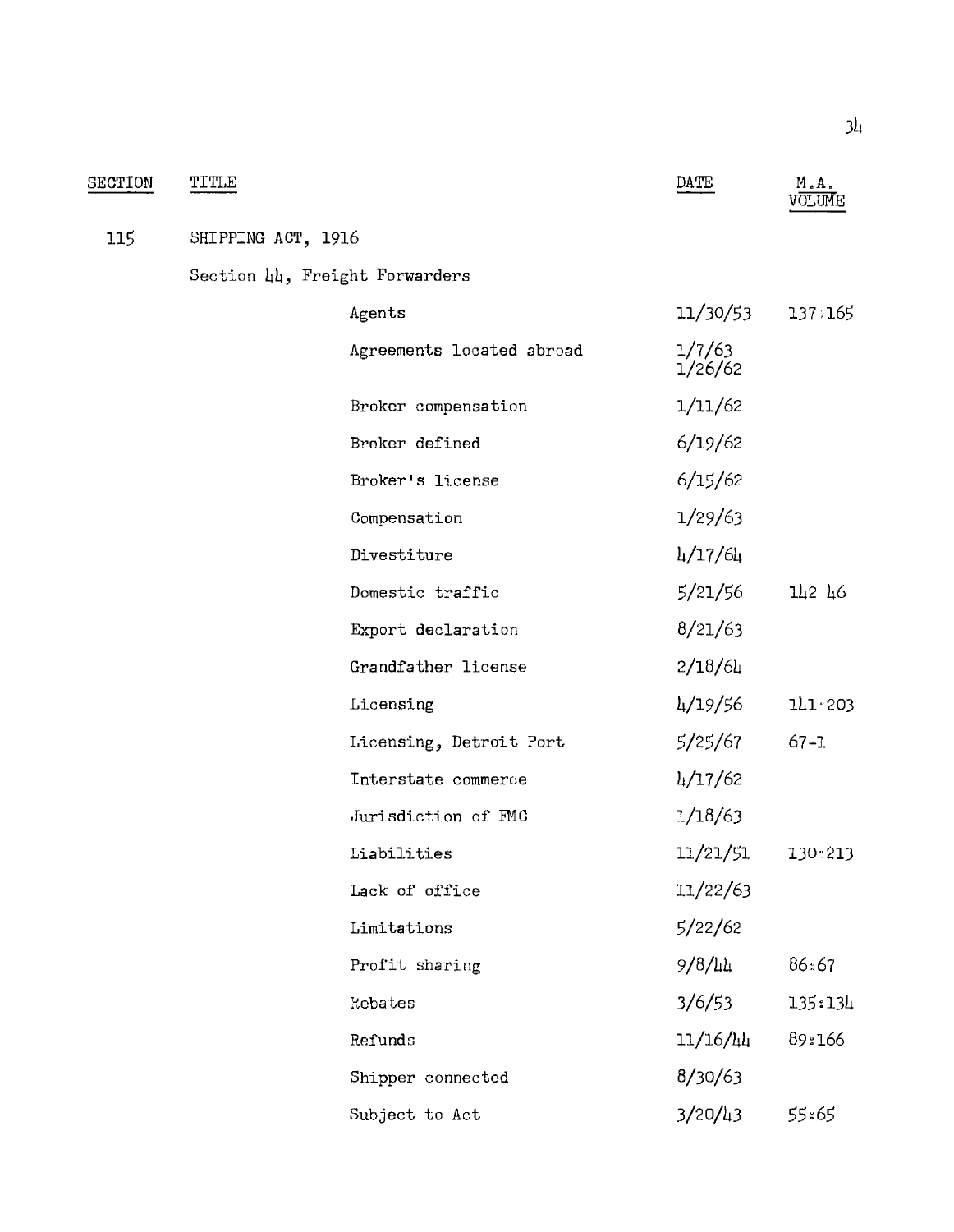| SECTION | TITLE | | DATE | M.A. VOLUME |
|---|---|---|---|---|
| 115 | SHIPPING ACT, 1916 | | | |
| | Section 44, Freight Forwarders | | | |
| | | Agents | 11/30/53 | 137:165 |
| | | Agreements located abroad | 1/7/63<br>1/26/62 | |
| | | Broker compensation | 1/11/62 | |
| | | Broker defined | 6/19/62 | |
| | | Broker's license | 6/15/62 | |
| | | Compensation | 1/29/63 | |
| | | Divestiture | 4/17/64 | |
| | | Domestic traffic | 5/21/56 | 142 46 |
| | | Export declaration | 8/21/63 | |
| | | Grandfather license | 2/18/64 | |
| | | Licensing | 4/19/56 | 141-203 |
| | | Licensing, Detroit Port | 5/25/67 | 67-1 |
| | | Interstate commerce | 4/17/62 | |
| | | Jurisdiction of FMC | 1/18/63 | |
| | | Liabilities | 11/21/51 | 130:213 |
| | | Lack of office | 11/22/63 | |
| | | Limitations | 5/22/62 | |
| | | Profit sharing | 9/8/44 | 86:67 |
| | | Rebates | 3/6/53 | 135:134 |
| | | Refunds | 11/16/44 | 89:166 |
| | | Shipper connected | 8/30/63 | |
| | | Subject to Act | 3/20/43 | 55:65 |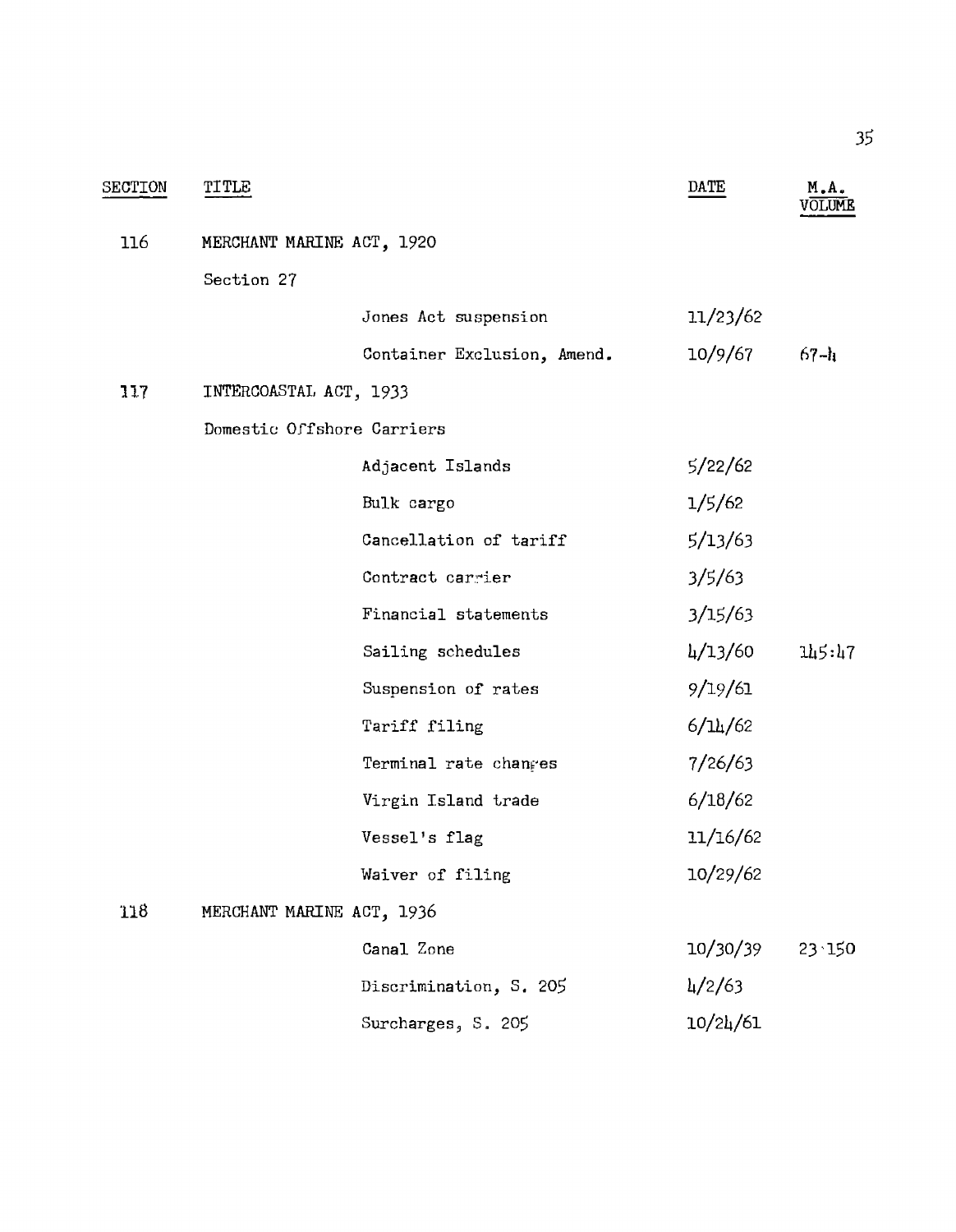| SECTION | TITLE | | DATE | M.A. VOLUME |
|---|---|---|---|---|
| 116 | MERCHANT MARINE ACT, 1920 | | | |
| | Section 27 | | | |
| | | Jones Act suspension | 11/23/62 | |
| | | Container Exclusion, Amend. | 10/9/67 | 67-4 |
| 117 | INTERCOASTAL ACT, 1933 | | | |
| | Domestic Offshore Carriers | | | |
| | | Adjacent Islands | 5/22/62 | |
| | | Bulk cargo | 1/5/62 | |
| | | Cancellation of tariff | 5/13/63 | |
| | | Contract carrier | 3/5/63 | |
| | | Financial statements | 3/15/63 | |
| | | Sailing schedules | 4/13/60 | 145:47 |
| | | Suspension of rates | 9/19/61 | |
| | | Tariff filing | 6/14/62 | |
| | | Terminal rate changes | 7/26/63 | |
| | | Virgin Island trade | 6/18/62 | |
| | | Vessel's flag | 11/16/62 | |
| | | Waiver of filing | 10/29/62 | |
| 118 | MERCHANT MARINE ACT, 1936 | | | |
| | | Canal Zone | 10/30/39 | 23:150 |
| | | Discrimination, S. 205 | 4/2/63 | |
| | | Surcharges, S. 205 | 10/24/61 | |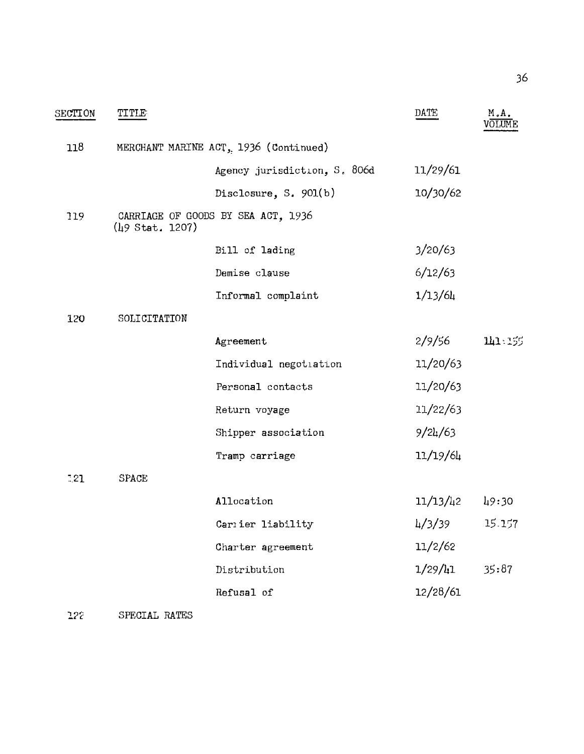| SECTION | TITLE | | DATE | M.A. VOLUME |
|---|---|---|---|---|
| 118 | MERCHANT MARINE ACT, 1936 (Continued) | | | |
| | | Agency jurisdiction, S. 806d | 11/29/61 | |
| | | Disclosure, S. 901(b) | 10/30/62 | |
| 119 | CARRIAGE OF GOODS BY SEA ACT, 1936 (49 Stat. 1207) | | | |
| | | Bill of lading | 3/20/63 | |
| | | Demise clause | 6/12/63 | |
| | | Informal complaint | 1/13/64 | |
| 120 | SOLICITATION | | | |
| | | Agreement | 2/9/56 | 141:155 |
| | | Individual negotiation | 11/20/63 | |
| | | Personal contacts | 11/20/63 | |
| | | Return voyage | 11/22/63 | |
| | | Shipper association | 9/24/63 | |
| | | Tramp carriage | 11/19/64 | |
| 121 | SPACE | | | |
| | | Allocation | 11/13/42 | 49:30 |
| | | Carrier liability | 4/3/39 | 15:157 |
| | | Charter agreement | 11/2/62 | |
| | | Distribution | 1/29/41 | 35:87 |
| | | Refusal of | 12/28/61 | |
| 122 | SPECIAL RATES | | | |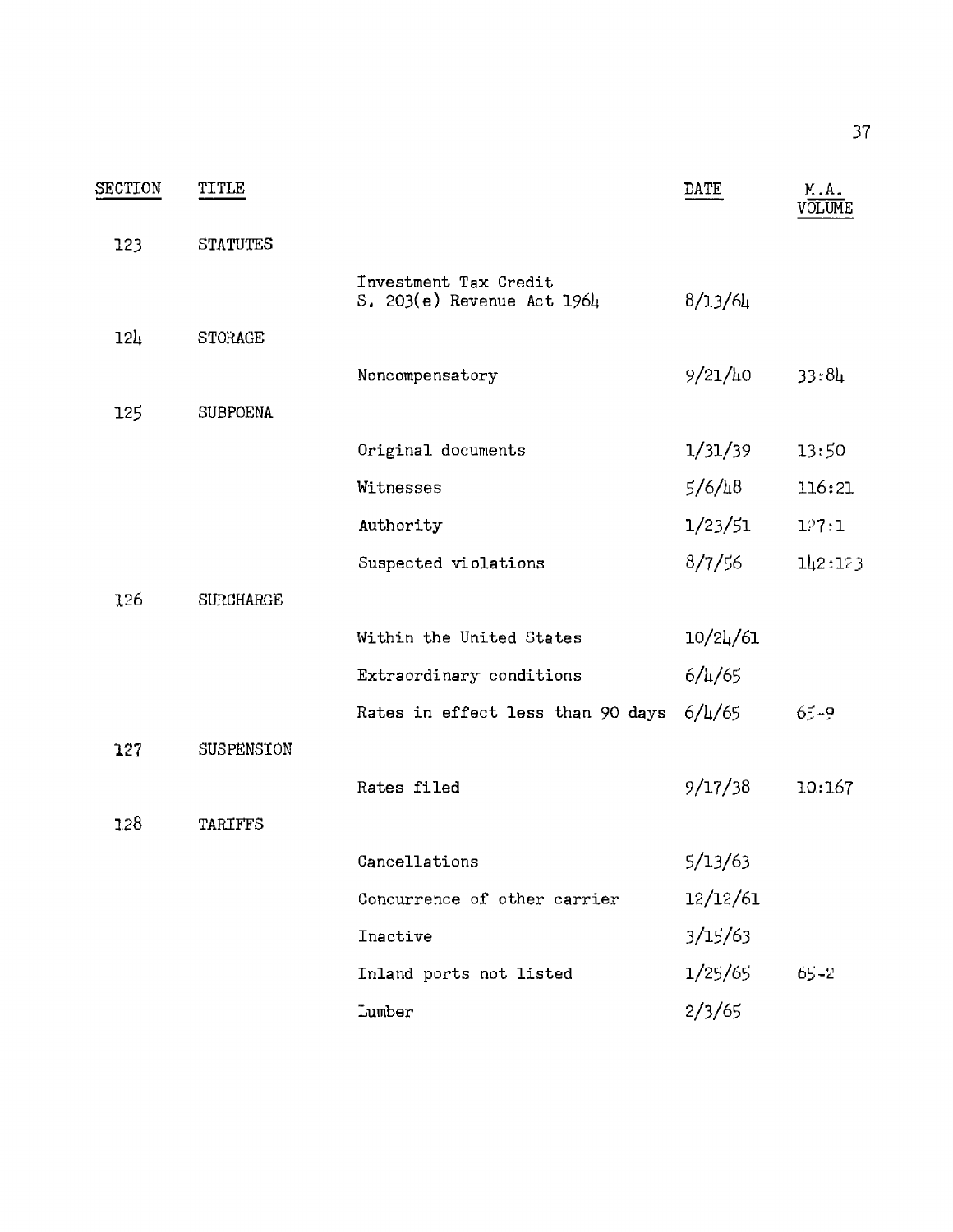| SECTION | TITLE | | DATE | M.A. VOLUME |
|---|---|---|---|---|
| 123 | STATUTES | | | |
| | | Investment Tax Credit S. 203(e) Revenue Act 1964 | 8/13/64 | |
| 124 | STORAGE | | | |
| | | Noncompensatory | 9/21/40 | 33:84 |
| 125 | SUBPOENA | | | |
| | | Original documents | 1/31/39 | 13:50 |
| | | Witnesses | 5/6/48 | 116:21 |
| | | Authority | 1/23/51 | 127:1 |
| | | Suspected violations | 8/7/56 | 142:123 |
| 126 | SURCHARGE | | | |
| | | Within the United States | 10/24/61 | |
| | | Extraordinary conditions | 6/4/65 | |
| | | Rates in effect less than 90 days | 6/4/65 | 65-9 |
| 127 | SUSPENSION | | | |
| | | Rates filed | 9/17/38 | 10:167 |
| 128 | TARIFFS | | | |
| | | Cancellations | 5/13/63 | |
| | | Concurrence of other carrier | 12/12/61 | |
| | | Inactive | 3/15/63 | |
| | | Inland ports not listed | 1/25/65 | 65-2 |
| | | Lumber | 2/3/65 | |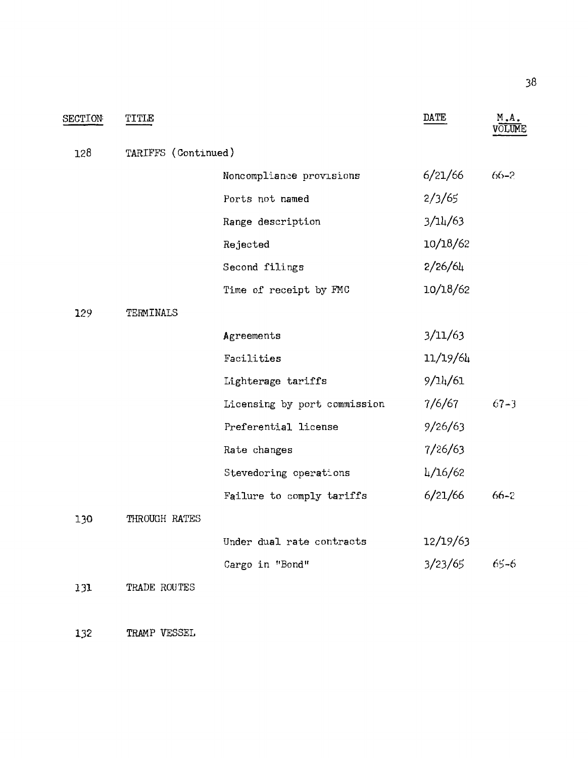| SECTION | TITLE | | DATE | M.A. VOLUME |
|---|---|---|---|---|
| 128 | TARIFFS (Continued) | | | |
| | | Noncompliance provisions | 6/21/66 | 66-2 |
| | | Ports not named | 2/3/65 | |
| | | Range description | 3/14/63 | |
| | | Rejected | 10/18/62 | |
| | | Second filings | 2/26/64 | |
| | | Time of receipt by FMC | 10/18/62 | |
| 129 | TERMINALS | | | |
| | | Agreements | 3/11/63 | |
| | | Facilities | 11/19/64 | |
| | | Lighterage tariffs | 9/14/61 | |
| | | Licensing by port commission | 7/6/67 | 67-3 |
| | | Preferential license | 9/26/63 | |
| | | Rate changes | 7/26/63 | |
| | | Stevedoring operations | 4/16/62 | |
| | | Failure to comply tariffs | 6/21/66 | 66-2 |
| 130 | THROUGH RATES | | | |
| | | Under dual rate contracts | 12/19/63 | |
| | | Cargo in "Bond" | 3/23/65 | 65-6 |
| 131 | TRADE ROUTES | | | |
| 132 | TRAMP VESSEL | | | |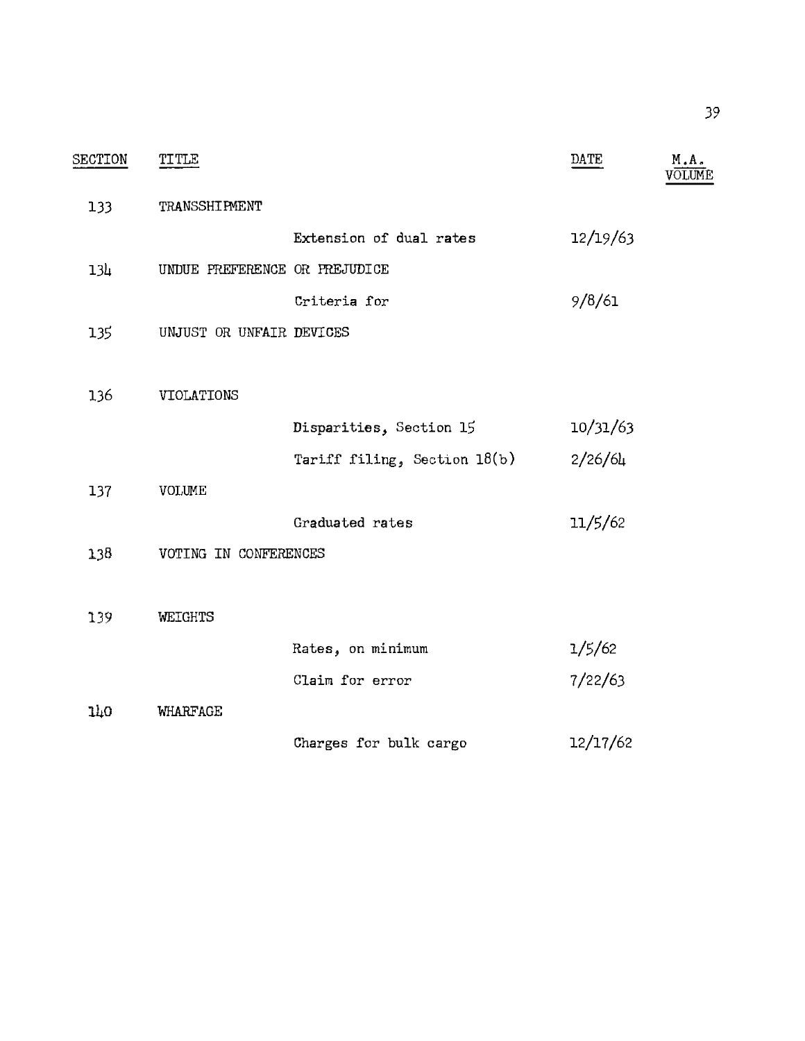| SECTION | TITLE | | DATE | M.A. VOLUME |
|---|---|---|---|---|
| 133 | TRANSSHIPMENT | | | |
| | | Extension of dual rates | 12/19/63 | |
| 134 | UNDUE PREFERENCE OR PREJUDICE | | | |
| | | Criteria for | 9/8/61 | |
| 135 | UNJUST OR UNFAIR DEVICES | | | |
| 136 | VIOLATIONS | | | |
| | | Disparities, Section 15 | 10/31/63 | |
| | | Tariff filing, Section 18(b) | 2/26/64 | |
| 137 | VOLUME | | | |
| | | Graduated rates | 11/5/62 | |
| 138 | VOTING IN CONFERENCES | | | |
| 139 | WEIGHTS | | | |
| | | Rates, on minimum | 1/5/62 | |
| | | Claim for error | 7/22/63 | |
| 140 | WHARFAGE | | | |
| | | Charges for bulk cargo | 12/17/62 | |